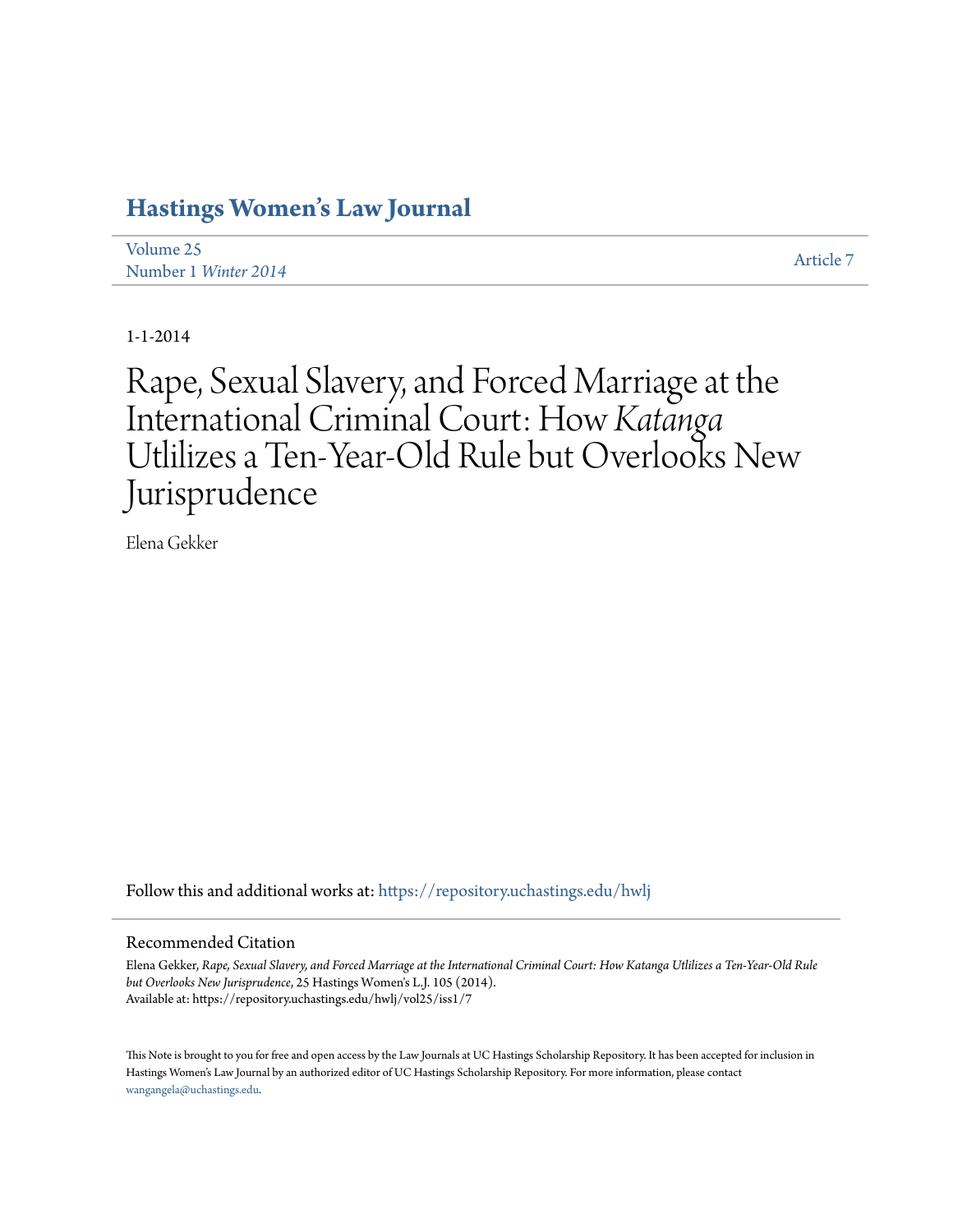# Hastings Women's Law Journal

Volume 25
Number 1 *Winter 2014*

Article 7

1-1-2014

# Rape, Sexual Slavery, and Forced Marriage at the International Criminal Court: How *Katanga* Utlilizes a Ten-Year-Old Rule but Overlooks New Jurisprudence

Elena Gekker

Follow this and additional works at: https://repository.uchastings.edu/hwlj

## Recommended Citation

Elena Gekker, *Rape, Sexual Slavery, and Forced Marriage at the International Criminal Court: How Katanga Utlilizes a Ten-Year-Old Rule but Overlooks New Jurisprudence*, 25 Hastings Women's L.J. 105 (2014).
Available at: https://repository.uchastings.edu/hwlj/vol25/iss1/7

This Note is brought to you for free and open access by the Law Journals at UC Hastings Scholarship Repository. It has been accepted for inclusion in Hastings Women's Law Journal by an authorized editor of UC Hastings Scholarship Repository. For more information, please contact wangangela@uchastings.edu.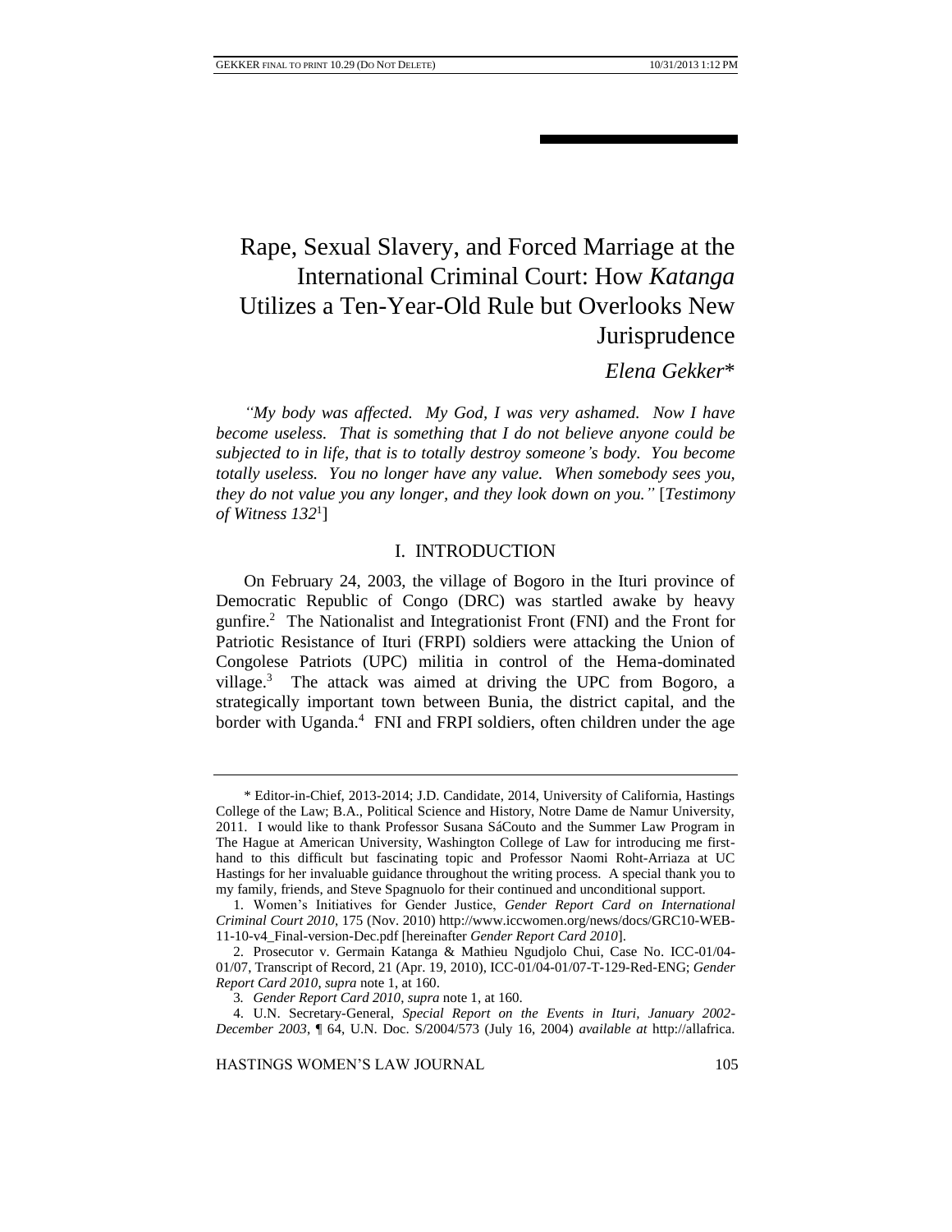# Rape, Sexual Slavery, and Forced Marriage at the International Criminal Court: How *Katanga* Utilizes a Ten-Year-Old Rule but Overlooks New Jurisprudence

*Elena Gekker**

*"My body was affected. My God, I was very ashamed. Now I have become useless. That is something that I do not believe anyone could be subjected to in life, that is to totally destroy someone's body. You become totally useless. You no longer have any value. When somebody sees you, they do not value you any longer, and they look down on you."* [*Testimony of Witness 132*[1]]

## I. INTRODUCTION

On February 24, 2003, the village of Bogoro in the Ituri province of Democratic Republic of Congo (DRC) was startled awake by heavy gunfire.[2] The Nationalist and Integrationist Front (FNI) and the Front for Patriotic Resistance of Ituri (FRPI) soldiers were attacking the Union of Congolese Patriots (UPC) militia in control of the Hema-dominated village.[3] The attack was aimed at driving the UPC from Bogoro, a strategically important town between Bunia, the district capital, and the border with Uganda.[4] FNI and FRPI soldiers, often children under the age

---

\* Editor-in-Chief, 2013-2014; J.D. Candidate, 2014, University of California, Hastings College of the Law; B.A., Political Science and History, Notre Dame de Namur University, 2011. I would like to thank Professor Susana SáCouto and the Summer Law Program in The Hague at American University, Washington College of Law for introducing me first-hand to this difficult but fascinating topic and Professor Naomi Roht-Arriaza at UC Hastings for her invaluable guidance throughout the writing process. A special thank you to my family, friends, and Steve Spagnuolo for their continued and unconditional support.

1. Women's Initiatives for Gender Justice, *Gender Report Card on International Criminal Court 2010*, 175 (Nov. 2010) http://www.iccwomen.org/news/docs/GRC10-WEB-11-10-v4_Final-version-Dec.pdf [hereinafter *Gender Report Card 2010*].

2. Prosecutor v. Germain Katanga & Mathieu Ngudjolo Chui, Case No. ICC-01/04-01/07, Transcript of Record, 21 (Apr. 19, 2010), ICC-01/04-01/07-T-129-Red-ENG; *Gender Report Card 2010*, *supra* note 1, at 160.

3. *Gender Report Card 2010*, *supra* note 1, at 160.

4. U.N. Secretary-General, *Special Report on the Events in Ituri, January 2002-December 2003*, ¶ 64, U.N. Doc. S/2004/573 (July 16, 2004) *available at* http://allafrica.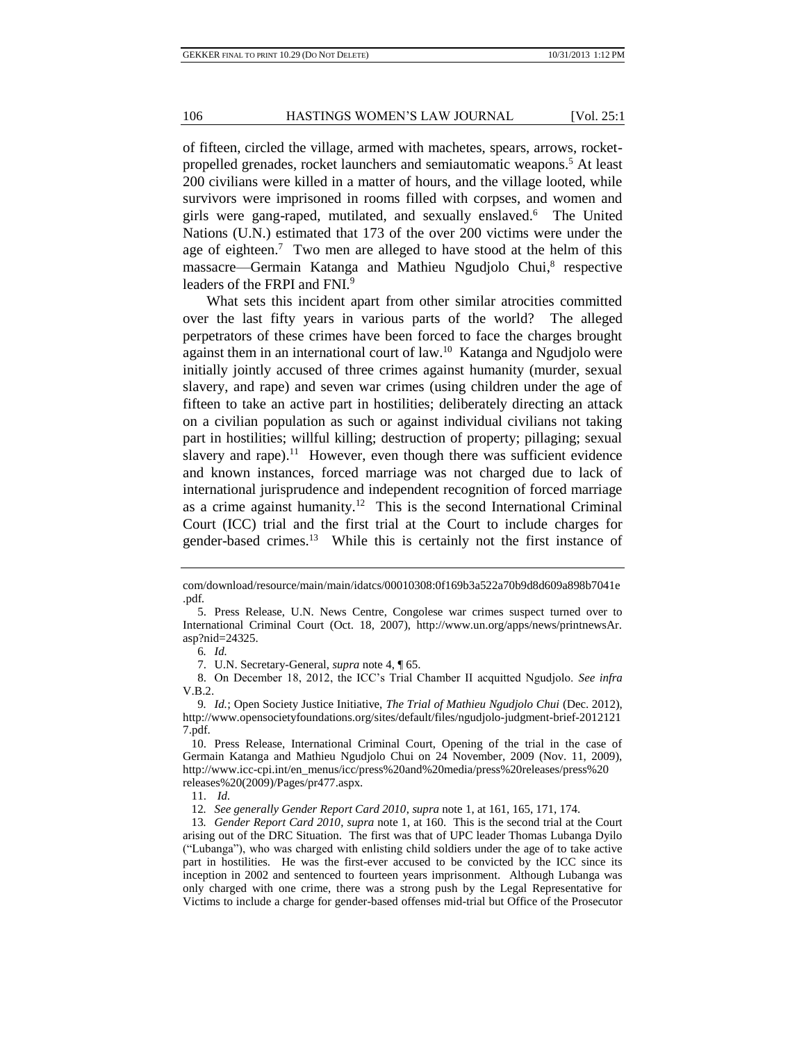of fifteen, circled the village, armed with machetes, spears, arrows, rocket-propelled grenades, rocket launchers and semiautomatic weapons.[5] At least 200 civilians were killed in a matter of hours, and the village looted, while survivors were imprisoned in rooms filled with corpses, and women and girls were gang-raped, mutilated, and sexually enslaved.[6] The United Nations (U.N.) estimated that 173 of the over 200 victims were under the age of eighteen.[7] Two men are alleged to have stood at the helm of this massacre—Germain Katanga and Mathieu Ngudjolo Chui,[8] respective leaders of the FRPI and FNI.[9]

What sets this incident apart from other similar atrocities committed over the last fifty years in various parts of the world? The alleged perpetrators of these crimes have been forced to face the charges brought against them in an international court of law.[10] Katanga and Ngudjolo were initially jointly accused of three crimes against humanity (murder, sexual slavery, and rape) and seven war crimes (using children under the age of fifteen to take an active part in hostilities; deliberately directing an attack on a civilian population as such or against individual civilians not taking part in hostilities; willful killing; destruction of property; pillaging; sexual slavery and rape).[11] However, even though there was sufficient evidence and known instances, forced marriage was not charged due to lack of international jurisprudence and independent recognition of forced marriage as a crime against humanity.[12] This is the second International Criminal Court (ICC) trial and the first trial at the Court to include charges for gender-based crimes.[13] While this is certainly not the first instance of

---

com/download/resource/main/main/idatcs/00010308:0f169b3a522a70b9d8d609a898b7041e.pdf.

5. Press Release, U.N. News Centre, Congolese war crimes suspect turned over to International Criminal Court (Oct. 18, 2007), http://www.un.org/apps/news/printnewsAr.asp?nid=24325.

6. *Id.*

7. U.N. Secretary-General, *supra* note 4, ¶ 65.

8. On December 18, 2012, the ICC's Trial Chamber II acquitted Ngudjolo. *See infra* V.B.2.

9. *Id.*; Open Society Justice Initiative, *The Trial of Mathieu Ngudjolo Chui* (Dec. 2012), http://www.opensocietyfoundations.org/sites/default/files/ngudjolo-judgment-brief-20121217.pdf.

10. Press Release, International Criminal Court, Opening of the trial in the case of Germain Katanga and Mathieu Ngudjolo Chui on 24 November, 2009 (Nov. 11, 2009), http://www.icc-cpi.int/en_menus/icc/press%20and%20media/press%20releases/press%20releases%20(2009)/Pages/pr477.aspx.

11. *Id.*

12. *See generally Gender Report Card 2010*, *supra* note 1, at 161, 165, 171, 174.

13. *Gender Report Card 2010*, *supra* note 1, at 160. This is the second trial at the Court arising out of the DRC Situation. The first was that of UPC leader Thomas Lubanga Dyilo ("Lubanga"), who was charged with enlisting child soldiers under the age of to take active part in hostilities. He was the first-ever accused to be convicted by the ICC since its inception in 2002 and sentenced to fourteen years imprisonment. Although Lubanga was only charged with one crime, there was a strong push by the Legal Representative for Victims to include a charge for gender-based offenses mid-trial but Office of the Prosecutor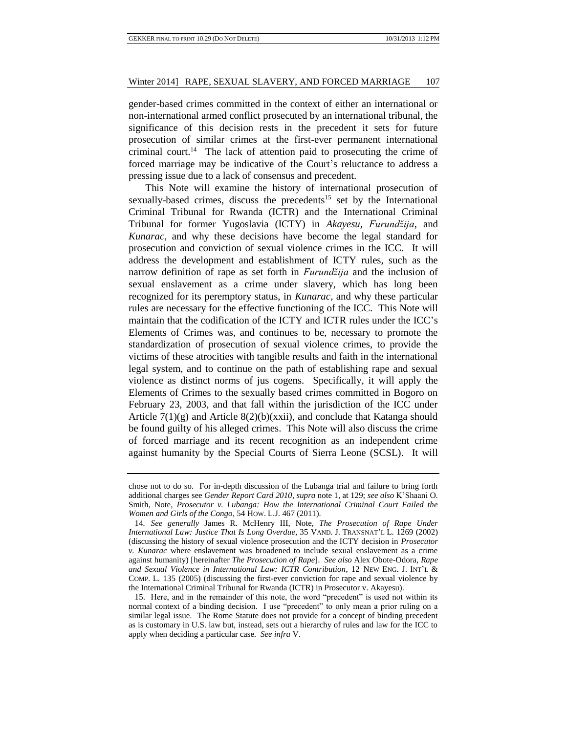gender-based crimes committed in the context of either an international or non-international armed conflict prosecuted by an international tribunal, the significance of this decision rests in the precedent it sets for future prosecution of similar crimes at the first-ever permanent international criminal court.[14] The lack of attention paid to prosecuting the crime of forced marriage may be indicative of the Court's reluctance to address a pressing issue due to a lack of consensus and precedent.

This Note will examine the history of international prosecution of sexually-based crimes, discuss the precedents[15] set by the International Criminal Tribunal for Rwanda (ICTR) and the International Criminal Tribunal for former Yugoslavia (ICTY) in *Akayesu*, *Furundžija*, and *Kunarac*, and why these decisions have become the legal standard for prosecution and conviction of sexual violence crimes in the ICC. It will address the development and establishment of ICTY rules, such as the narrow definition of rape as set forth in *Furundžija* and the inclusion of sexual enslavement as a crime under slavery, which has long been recognized for its peremptory status, in *Kunarac*, and why these particular rules are necessary for the effective functioning of the ICC. This Note will maintain that the codification of the ICTY and ICTR rules under the ICC's Elements of Crimes was, and continues to be, necessary to promote the standardization of prosecution of sexual violence crimes, to provide the victims of these atrocities with tangible results and faith in the international legal system, and to continue on the path of establishing rape and sexual violence as distinct norms of jus cogens. Specifically, it will apply the Elements of Crimes to the sexually based crimes committed in Bogoro on February 23, 2003, and that fall within the jurisdiction of the ICC under Article 7(1)(g) and Article 8(2)(b)(xxii), and conclude that Katanga should be found guilty of his alleged crimes. This Note will also discuss the crime of forced marriage and its recent recognition as an independent crime against humanity by the Special Courts of Sierra Leone (SCSL). It will

---

chose not to do so. For in-depth discussion of the Lubanga trial and failure to bring forth additional charges see *Gender Report Card 2010*, *supra* note 1, at 129; *see also* K'Shaani O. Smith, Note, *Prosecutor v. Lubanga: How the International Criminal Court Failed the Women and Girls of the Congo*, 54 HOW. L.J. 467 (2011).

14. *See generally* James R. McHenry III, Note, *The Prosecution of Rape Under International Law: Justice That Is Long Overdue*, 35 VAND. J. TRANSNAT'L L. 1269 (2002) (discussing the history of sexual violence prosecution and the ICTY decision in *Prosecutor v. Kunarac* where enslavement was broadened to include sexual enslavement as a crime against humanity) [hereinafter *The Prosecution of Rape*]. *See also* Alex Obote-Odora, *Rape and Sexual Violence in International Law: ICTR Contribution*, 12 NEW ENG. J. INT'L & COMP. L. 135 (2005) (discussing the first-ever conviction for rape and sexual violence by the International Criminal Tribunal for Rwanda (ICTR) in Prosecutor v. Akayesu).

15. Here, and in the remainder of this note, the word "precedent" is used not within its normal context of a binding decision. I use "precedent" to only mean a prior ruling on a similar legal issue. The Rome Statute does not provide for a concept of binding precedent as is customary in U.S. law but, instead, sets out a hierarchy of rules and law for the ICC to apply when deciding a particular case. *See infra* V.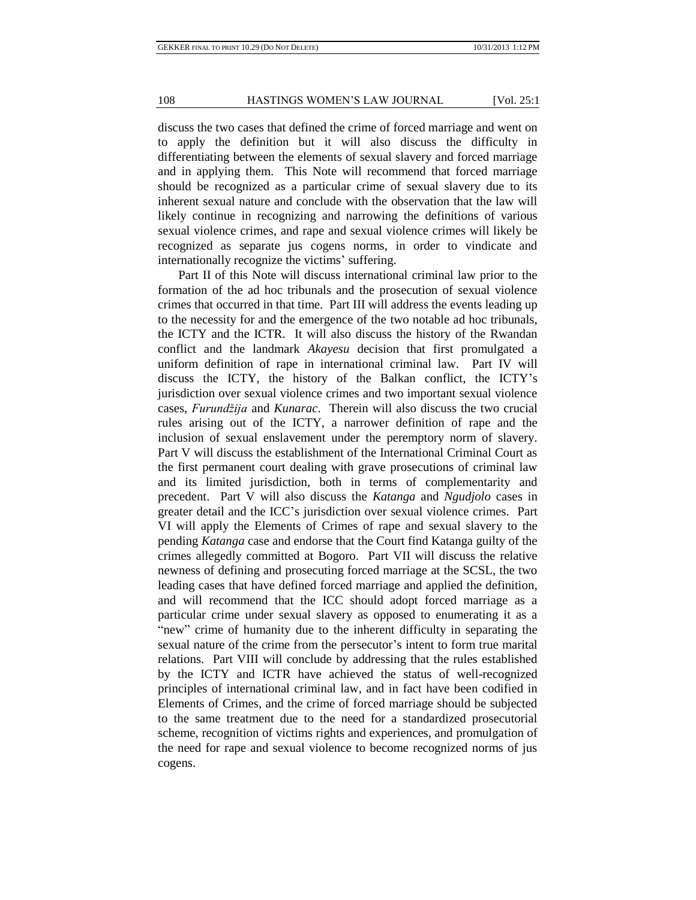discuss the two cases that defined the crime of forced marriage and went on to apply the definition but it will also discuss the difficulty in differentiating between the elements of sexual slavery and forced marriage and in applying them. This Note will recommend that forced marriage should be recognized as a particular crime of sexual slavery due to its inherent sexual nature and conclude with the observation that the law will likely continue in recognizing and narrowing the definitions of various sexual violence crimes, and rape and sexual violence crimes will likely be recognized as separate jus cogens norms, in order to vindicate and internationally recognize the victims' suffering.

Part II of this Note will discuss international criminal law prior to the formation of the ad hoc tribunals and the prosecution of sexual violence crimes that occurred in that time. Part III will address the events leading up to the necessity for and the emergence of the two notable ad hoc tribunals, the ICTY and the ICTR. It will also discuss the history of the Rwandan conflict and the landmark *Akayesu* decision that first promulgated a uniform definition of rape in international criminal law. Part IV will discuss the ICTY, the history of the Balkan conflict, the ICTY's jurisdiction over sexual violence crimes and two important sexual violence cases, *Furundžija* and *Kunarac*. Therein will also discuss the two crucial rules arising out of the ICTY, a narrower definition of rape and the inclusion of sexual enslavement under the peremptory norm of slavery. Part V will discuss the establishment of the International Criminal Court as the first permanent court dealing with grave prosecutions of criminal law and its limited jurisdiction, both in terms of complementarity and precedent. Part V will also discuss the *Katanga* and *Ngudjolo* cases in greater detail and the ICC's jurisdiction over sexual violence crimes. Part VI will apply the Elements of Crimes of rape and sexual slavery to the pending *Katanga* case and endorse that the Court find Katanga guilty of the crimes allegedly committed at Bogoro. Part VII will discuss the relative newness of defining and prosecuting forced marriage at the SCSL, the two leading cases that have defined forced marriage and applied the definition, and will recommend that the ICC should adopt forced marriage as a particular crime under sexual slavery as opposed to enumerating it as a "new" crime of humanity due to the inherent difficulty in separating the sexual nature of the crime from the persecutor's intent to form true marital relations. Part VIII will conclude by addressing that the rules established by the ICTY and ICTR have achieved the status of well-recognized principles of international criminal law, and in fact have been codified in Elements of Crimes, and the crime of forced marriage should be subjected to the same treatment due to the need for a standardized prosecutorial scheme, recognition of victims rights and experiences, and promulgation of the need for rape and sexual violence to become recognized norms of jus cogens.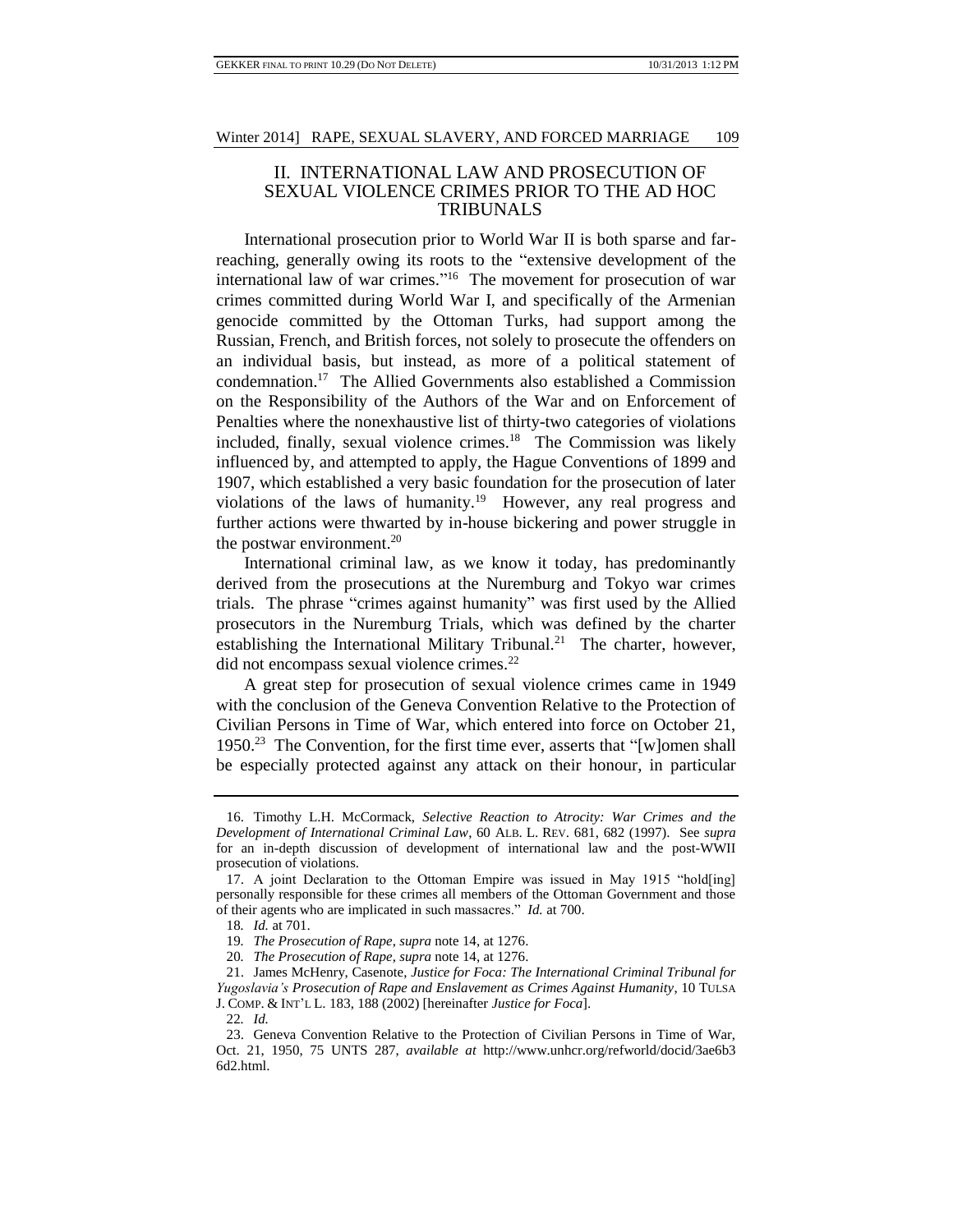## II. INTERNATIONAL LAW AND PROSECUTION OF SEXUAL VIOLENCE CRIMES PRIOR TO THE AD HOC TRIBUNALS

International prosecution prior to World War II is both sparse and far-reaching, generally owing its roots to the "extensive development of the international law of war crimes."[16] The movement for prosecution of war crimes committed during World War I, and specifically of the Armenian genocide committed by the Ottoman Turks, had support among the Russian, French, and British forces, not solely to prosecute the offenders on an individual basis, but instead, as more of a political statement of condemnation.[17] The Allied Governments also established a Commission on the Responsibility of the Authors of the War and on Enforcement of Penalties where the nonexhaustive list of thirty-two categories of violations included, finally, sexual violence crimes.[18] The Commission was likely influenced by, and attempted to apply, the Hague Conventions of 1899 and 1907, which established a very basic foundation for the prosecution of later violations of the laws of humanity.[19] However, any real progress and further actions were thwarted by in-house bickering and power struggle in the postwar environment.[20]

International criminal law, as we know it today, has predominantly derived from the prosecutions at the Nuremburg and Tokyo war crimes trials. The phrase "crimes against humanity" was first used by the Allied prosecutors in the Nuremburg Trials, which was defined by the charter establishing the International Military Tribunal.[21] The charter, however, did not encompass sexual violence crimes.[22]

A great step for prosecution of sexual violence crimes came in 1949 with the conclusion of the Geneva Convention Relative to the Protection of Civilian Persons in Time of War, which entered into force on October 21, 1950.[23] The Convention, for the first time ever, asserts that "[w]omen shall be especially protected against any attack on their honour, in particular

---

16. Timothy L.H. McCormack, *Selective Reaction to Atrocity: War Crimes and the Development of International Criminal Law*, 60 ALB. L. REV. 681, 682 (1997). See *supra* for an in-depth discussion of development of international law and the post-WWII prosecution of violations.

17. A joint Declaration to the Ottoman Empire was issued in May 1915 "hold[ing] personally responsible for these crimes all members of the Ottoman Government and those of their agents who are implicated in such massacres." *Id.* at 700.

18. *Id.* at 701.

19. *The Prosecution of Rape*, *supra* note 14, at 1276.

20. *The Prosecution of Rape*, *supra* note 14, at 1276.

21. James McHenry, Casenote, *Justice for Foca: The International Criminal Tribunal for Yugoslavia's Prosecution of Rape and Enslavement as Crimes Against Humanity*, 10 TULSA J. COMP. & INT'L L. 183, 188 (2002) [hereinafter *Justice for Foca*].

22. *Id.*

23. Geneva Convention Relative to the Protection of Civilian Persons in Time of War, Oct. 21, 1950, 75 UNTS 287, *available at* http://www.unhcr.org/refworld/docid/3ae6b36d2.html.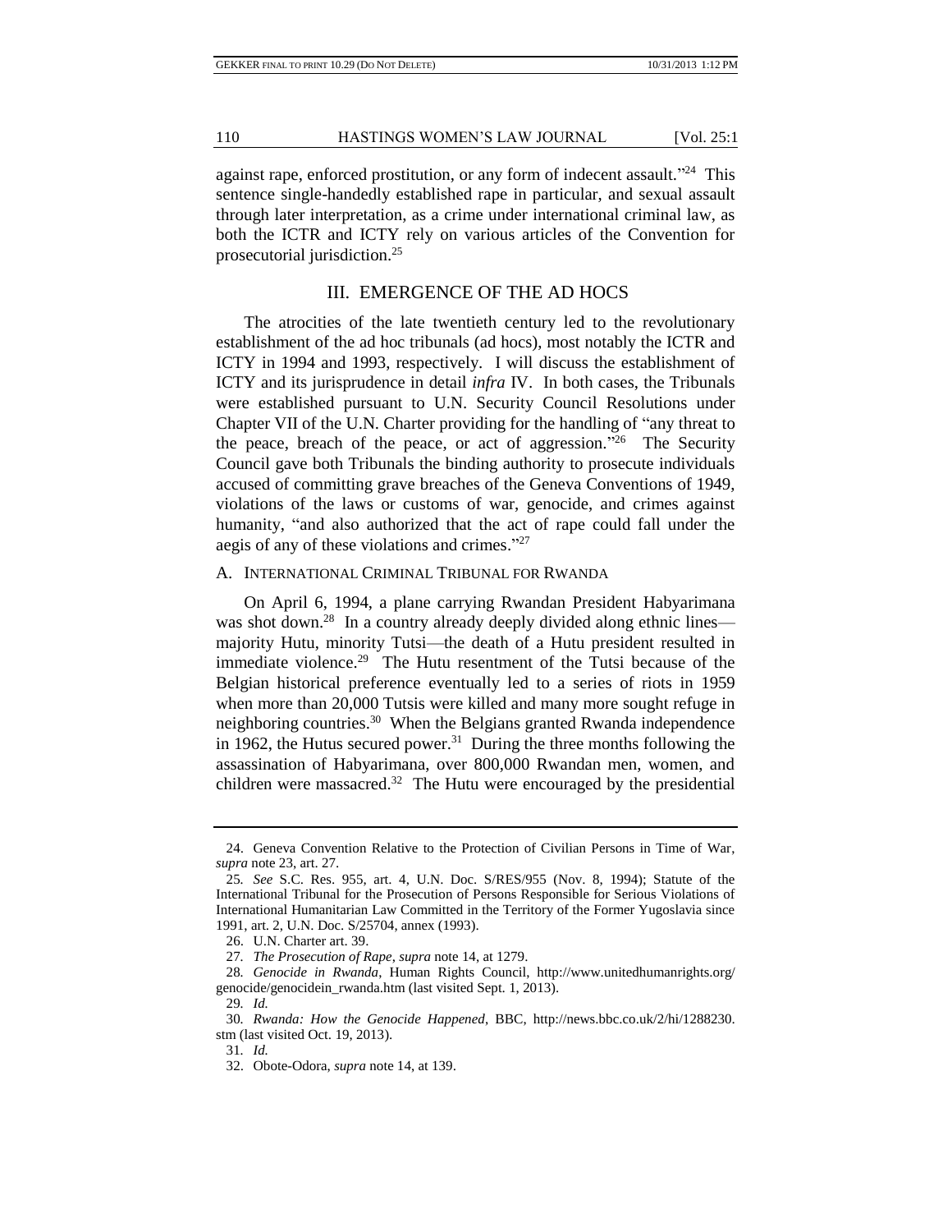against rape, enforced prostitution, or any form of indecent assault."[24] This sentence single-handedly established rape in particular, and sexual assault through later interpretation, as a crime under international criminal law, as both the ICTR and ICTY rely on various articles of the Convention for prosecutorial jurisdiction.[25]

## III. EMERGENCE OF THE AD HOCS

The atrocities of the late twentieth century led to the revolutionary establishment of the ad hoc tribunals (ad hocs), most notably the ICTR and ICTY in 1994 and 1993, respectively. I will discuss the establishment of ICTY and its jurisprudence in detail *infra* IV. In both cases, the Tribunals were established pursuant to U.N. Security Council Resolutions under Chapter VII of the U.N. Charter providing for the handling of "any threat to the peace, breach of the peace, or act of aggression."[26] The Security Council gave both Tribunals the binding authority to prosecute individuals accused of committing grave breaches of the Geneva Conventions of 1949, violations of the laws or customs of war, genocide, and crimes against humanity, "and also authorized that the act of rape could fall under the aegis of any of these violations and crimes."[27]

### A. INTERNATIONAL CRIMINAL TRIBUNAL FOR RWANDA

On April 6, 1994, a plane carrying Rwandan President Habyarimana was shot down.[28] In a country already deeply divided along ethnic lines—majority Hutu, minority Tutsi—the death of a Hutu president resulted in immediate violence.[29] The Hutu resentment of the Tutsi because of the Belgian historical preference eventually led to a series of riots in 1959 when more than 20,000 Tutsis were killed and many more sought refuge in neighboring countries.[30] When the Belgians granted Rwanda independence in 1962, the Hutus secured power.[31] During the three months following the assassination of Habyarimana, over 800,000 Rwandan men, women, and children were massacred.[32] The Hutu were encouraged by the presidential

---

24. Geneva Convention Relative to the Protection of Civilian Persons in Time of War, *supra* note 23, art. 27.

25. *See* S.C. Res. 955, art. 4, U.N. Doc. S/RES/955 (Nov. 8, 1994); Statute of the International Tribunal for the Prosecution of Persons Responsible for Serious Violations of International Humanitarian Law Committed in the Territory of the Former Yugoslavia since 1991, art. 2, U.N. Doc. S/25704, annex (1993).

26. U.N. Charter art. 39.

27. *The Prosecution of Rape*, *supra* note 14, at 1279.

28. *Genocide in Rwanda*, Human Rights Council, http://www.unitedhumanrights.org/genocide/genocidein_rwanda.htm (last visited Sept. 1, 2013).

29. *Id.*

30. *Rwanda: How the Genocide Happened*, BBC, http://news.bbc.co.uk/2/hi/1288230.stm (last visited Oct. 19, 2013).

31. *Id.*

32. Obote-Odora, *supra* note 14, at 139.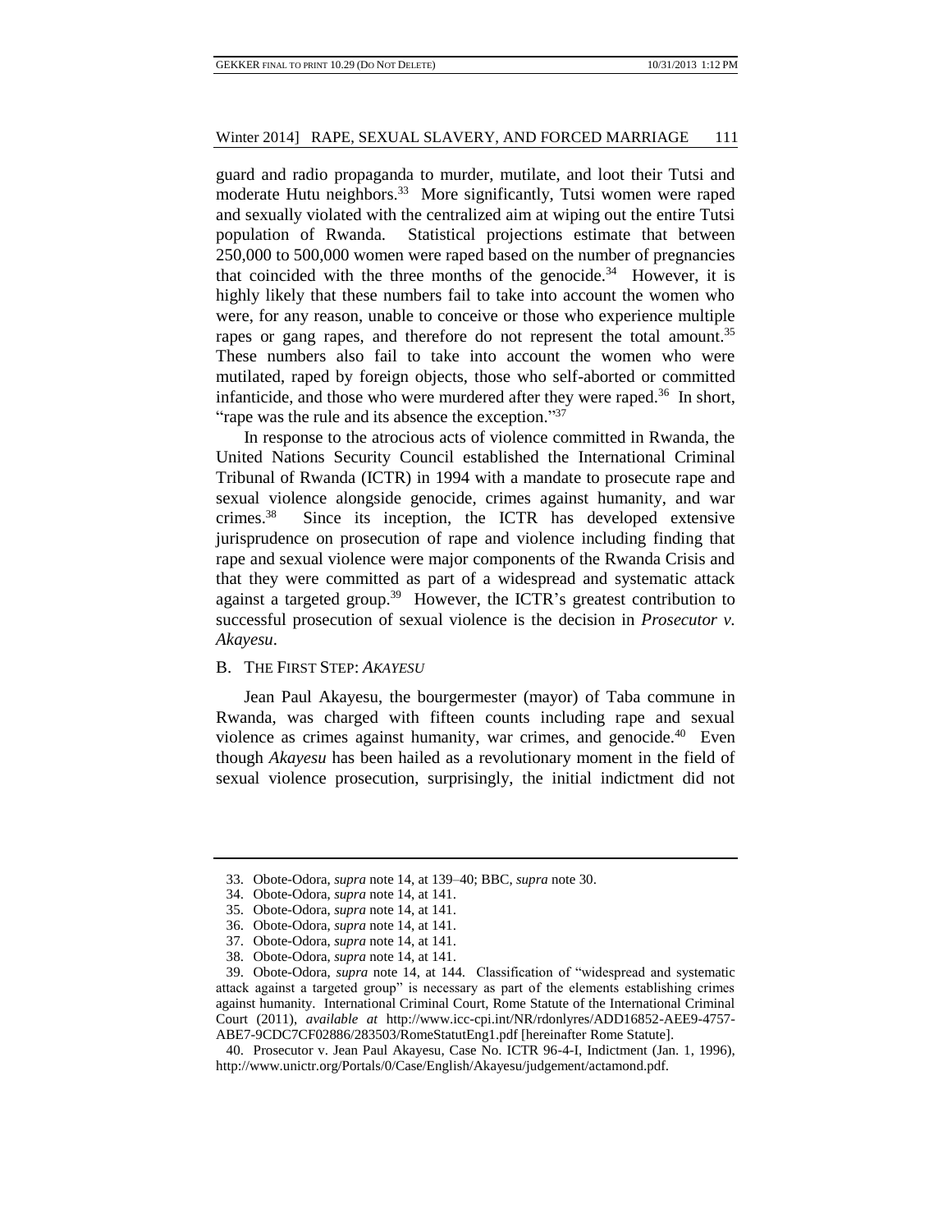guard and radio propaganda to murder, mutilate, and loot their Tutsi and moderate Hutu neighbors.[33] More significantly, Tutsi women were raped and sexually violated with the centralized aim at wiping out the entire Tutsi population of Rwanda. Statistical projections estimate that between 250,000 to 500,000 women were raped based on the number of pregnancies that coincided with the three months of the genocide.[34] However, it is highly likely that these numbers fail to take into account the women who were, for any reason, unable to conceive or those who experience multiple rapes or gang rapes, and therefore do not represent the total amount.[35] These numbers also fail to take into account the women who were mutilated, raped by foreign objects, those who self-aborted or committed infanticide, and those who were murdered after they were raped.[36] In short, "rape was the rule and its absence the exception."[37]

In response to the atrocious acts of violence committed in Rwanda, the United Nations Security Council established the International Criminal Tribunal of Rwanda (ICTR) in 1994 with a mandate to prosecute rape and sexual violence alongside genocide, crimes against humanity, and war crimes.[38] Since its inception, the ICTR has developed extensive jurisprudence on prosecution of rape and violence including finding that rape and sexual violence were major components of the Rwanda Crisis and that they were committed as part of a widespread and systematic attack against a targeted group.[39] However, the ICTR's greatest contribution to successful prosecution of sexual violence is the decision in *Prosecutor v. Akayesu*.

### B. The First Step: *Akayesu*

Jean Paul Akayesu, the bourgermester (mayor) of Taba commune in Rwanda, was charged with fifteen counts including rape and sexual violence as crimes against humanity, war crimes, and genocide.[40] Even though *Akayesu* has been hailed as a revolutionary moment in the field of sexual violence prosecution, surprisingly, the initial indictment did not

---

33. Obote-Odora, *supra* note 14, at 139–40; BBC, *supra* note 30.
34. Obote-Odora, *supra* note 14, at 141.
35. Obote-Odora, *supra* note 14, at 141.
36. Obote-Odora, *supra* note 14, at 141.
37. Obote-Odora, *supra* note 14, at 141.
38. Obote-Odora, *supra* note 14, at 141.
39. Obote-Odora, *supra* note 14, at 144. Classification of "widespread and systematic attack against a targeted group" is necessary as part of the elements establishing crimes against humanity. International Criminal Court, Rome Statute of the International Criminal Court (2011), *available at* http://www.icc-cpi.int/NR/rdonlyres/ADD16852-AEE9-4757-ABE7-9CDC7CF02886/283503/RomeStatutEng1.pdf [hereinafter Rome Statute].
40. Prosecutor v. Jean Paul Akayesu, Case No. ICTR 96-4-I, Indictment (Jan. 1, 1996), http://www.unictr.org/Portals/0/Case/English/Akayesu/judgement/actamond.pdf.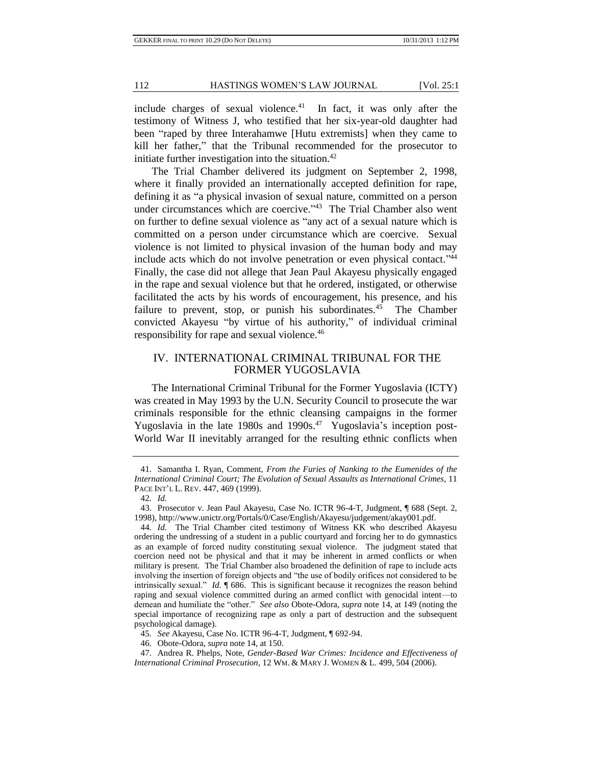include charges of sexual violence.[41] In fact, it was only after the testimony of Witness J, who testified that her six-year-old daughter had been "raped by three Interahamwe [Hutu extremists] when they came to kill her father," that the Tribunal recommended for the prosecutor to initiate further investigation into the situation.[42]

The Trial Chamber delivered its judgment on September 2, 1998, where it finally provided an internationally accepted definition for rape, defining it as "a physical invasion of sexual nature, committed on a person under circumstances which are coercive."[43] The Trial Chamber also went on further to define sexual violence as "any act of a sexual nature which is committed on a person under circumstance which are coercive. Sexual violence is not limited to physical invasion of the human body and may include acts which do not involve penetration or even physical contact."[44] Finally, the case did not allege that Jean Paul Akayesu physically engaged in the rape and sexual violence but that he ordered, instigated, or otherwise facilitated the acts by his words of encouragement, his presence, and his failure to prevent, stop, or punish his subordinates.[45] The Chamber convicted Akayesu "by virtue of his authority," of individual criminal responsibility for rape and sexual violence.[46]

## IV. INTERNATIONAL CRIMINAL TRIBUNAL FOR THE FORMER YUGOSLAVIA

The International Criminal Tribunal for the Former Yugoslavia (ICTY) was created in May 1993 by the U.N. Security Council to prosecute the war criminals responsible for the ethnic cleansing campaigns in the former Yugoslavia in the late 1980s and 1990s.[47] Yugoslavia's inception post-World War II inevitably arranged for the resulting ethnic conflicts when

---

41. Samantha I. Ryan, Comment, *From the Furies of Nanking to the Eumenides of the International Criminal Court; The Evolution of Sexual Assaults as International Crimes*, 11 PACE INT'L L. REV. 447, 469 (1999).

42. *Id.*

43. Prosecutor v. Jean Paul Akayesu, Case No. ICTR 96-4-T, Judgment, ¶ 688 (Sept. 2, 1998), http://www.unictr.org/Portals/0/Case/English/Akayesu/judgement/akay001.pdf.

44. *Id.* The Trial Chamber cited testimony of Witness KK who described Akayesu ordering the undressing of a student in a public courtyard and forcing her to do gymnastics as an example of forced nudity constituting sexual violence. The judgment stated that coercion need not be physical and that it may be inherent in armed conflicts or when military is present. The Trial Chamber also broadened the definition of rape to include acts involving the insertion of foreign objects and "the use of bodily orifices not considered to be intrinsically sexual." *Id.* ¶ 686. This is significant because it recognizes the reason behind raping and sexual violence committed during an armed conflict with genocidal intent—to demean and humiliate the "other." *See also* Obote-Odora, *supra* note 14, at 149 (noting the special importance of recognizing rape as only a part of destruction and the subsequent psychological damage).

45. *See* Akayesu, Case No. ICTR 96-4-T, Judgment, ¶ 692-94.

46. Obote-Odora, *supra* note 14, at 150.

47. Andrea R. Phelps, Note, *Gender-Based War Crimes: Incidence and Effectiveness of International Criminal Prosecution*, 12 WM. & MARY J. WOMEN & L. 499, 504 (2006).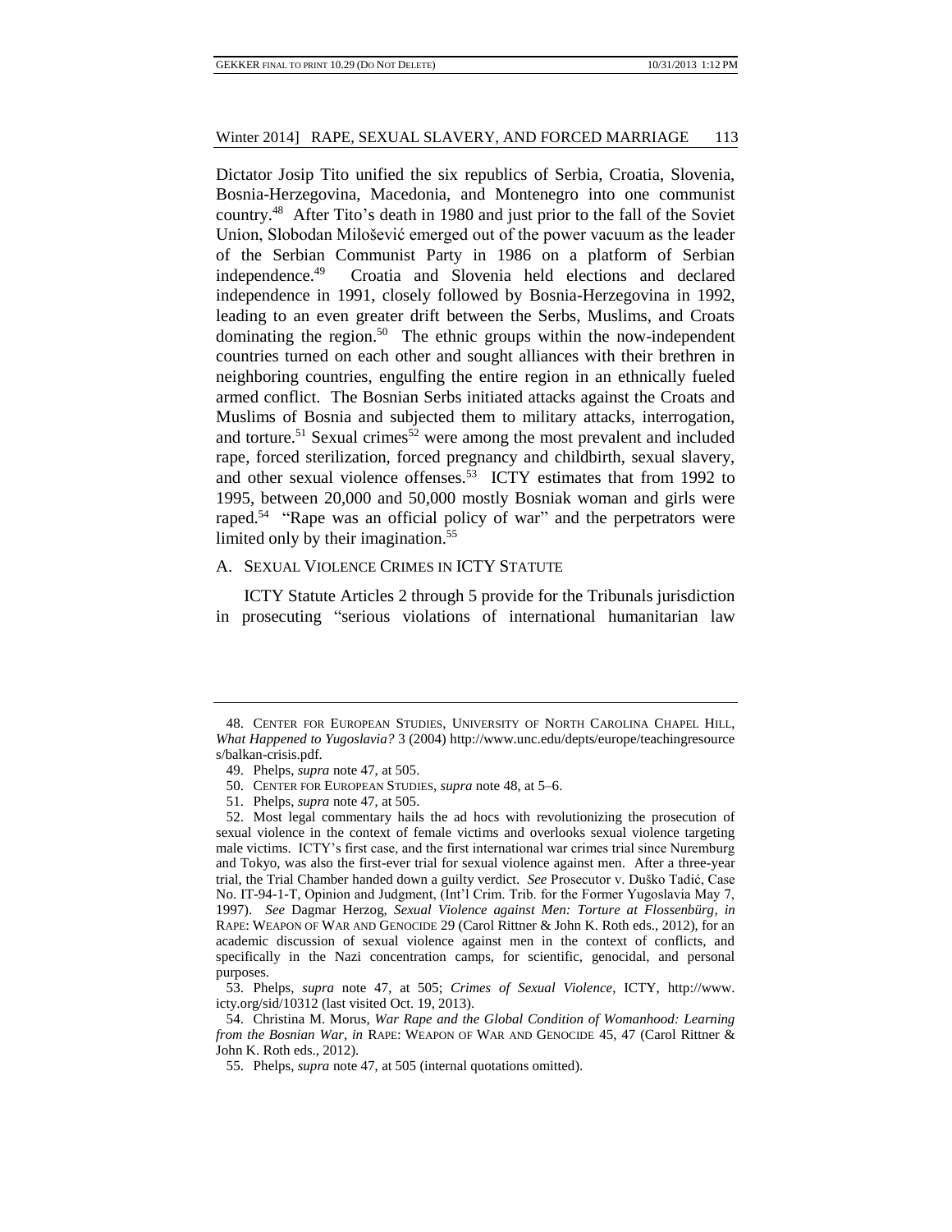Dictator Josip Tito unified the six republics of Serbia, Croatia, Slovenia, Bosnia-Herzegovina, Macedonia, and Montenegro into one communist country.[48] After Tito's death in 1980 and just prior to the fall of the Soviet Union, Slobodan Milošević emerged out of the power vacuum as the leader of the Serbian Communist Party in 1986 on a platform of Serbian independence.[49] Croatia and Slovenia held elections and declared independence in 1991, closely followed by Bosnia-Herzegovina in 1992, leading to an even greater drift between the Serbs, Muslims, and Croats dominating the region.[50] The ethnic groups within the now-independent countries turned on each other and sought alliances with their brethren in neighboring countries, engulfing the entire region in an ethnically fueled armed conflict. The Bosnian Serbs initiated attacks against the Croats and Muslims of Bosnia and subjected them to military attacks, interrogation, and torture.[51] Sexual crimes[52] were among the most prevalent and included rape, forced sterilization, forced pregnancy and childbirth, sexual slavery, and other sexual violence offenses.[53] ICTY estimates that from 1992 to 1995, between 20,000 and 50,000 mostly Bosniak woman and girls were raped.[54] "Rape was an official policy of war" and the perpetrators were limited only by their imagination.[55]

### A. Sexual Violence Crimes in ICTY Statute

ICTY Statute Articles 2 through 5 provide for the Tribunals jurisdiction in prosecuting "serious violations of international humanitarian law

---

48. Center for European Studies, University of North Carolina Chapel Hill, *What Happened to Yugoslavia?* 3 (2004) http://www.unc.edu/depts/europe/teachingresources/balkan-crisis.pdf.

49. Phelps, *supra* note 47, at 505.

50. Center for European Studies, *supra* note 48, at 5–6.

51. Phelps, *supra* note 47, at 505.

52. Most legal commentary hails the ad hocs with revolutionizing the prosecution of sexual violence in the context of female victims and overlooks sexual violence targeting male victims. ICTY's first case, and the first international war crimes trial since Nuremburg and Tokyo, was also the first-ever trial for sexual violence against men. After a three-year trial, the Trial Chamber handed down a guilty verdict. *See* Prosecutor v. Duško Tadić, Case No. IT-94-1-T, Opinion and Judgment, (Int'l Crim. Trib. for the Former Yugoslavia May 7, 1997). *See* Dagmar Herzog, *Sexual Violence against Men: Torture at Flossenbürg*, *in* Rape: Weapon of War and Genocide 29 (Carol Rittner & John K. Roth eds., 2012), for an academic discussion of sexual violence against men in the context of conflicts, and specifically in the Nazi concentration camps, for scientific, genocidal, and personal purposes.

53. Phelps, *supra* note 47, at 505; *Crimes of Sexual Violence*, ICTY, http://www.icty.org/sid/10312 (last visited Oct. 19, 2013).

54. Christina M. Morus, *War Rape and the Global Condition of Womanhood: Learning from the Bosnian War*, *in* Rape: Weapon of War and Genocide 45, 47 (Carol Rittner & John K. Roth eds., 2012).

55. Phelps, *supra* note 47, at 505 (internal quotations omitted).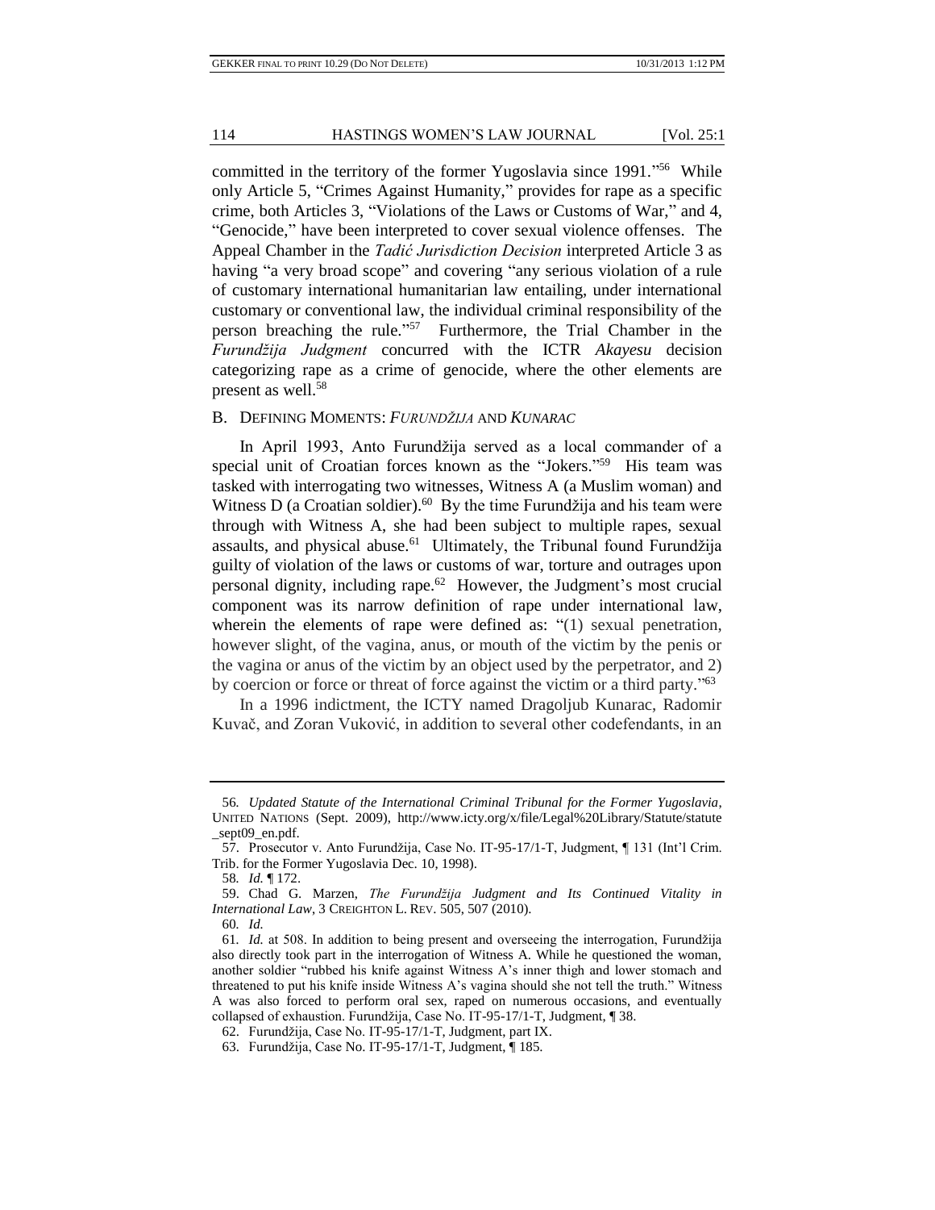committed in the territory of the former Yugoslavia since 1991."[56] While only Article 5, "Crimes Against Humanity," provides for rape as a specific crime, both Articles 3, "Violations of the Laws or Customs of War," and 4, "Genocide," have been interpreted to cover sexual violence offenses. The Appeal Chamber in the *Tadić Jurisdiction Decision* interpreted Article 3 as having "a very broad scope" and covering "any serious violation of a rule of customary international humanitarian law entailing, under international customary or conventional law, the individual criminal responsibility of the person breaching the rule."[57] Furthermore, the Trial Chamber in the *Furundžija Judgment* concurred with the ICTR *Akayesu* decision categorizing rape as a crime of genocide, where the other elements are present as well.[58]

### B. DEFINING MOMENTS: *FURUNDŽIJA* AND *KUNARAC*

In April 1993, Anto Furundžija served as a local commander of a special unit of Croatian forces known as the "Jokers."[59] His team was tasked with interrogating two witnesses, Witness A (a Muslim woman) and Witness D (a Croatian soldier).[60] By the time Furundžija and his team were through with Witness A, she had been subject to multiple rapes, sexual assaults, and physical abuse.[61] Ultimately, the Tribunal found Furundžija guilty of violation of the laws or customs of war, torture and outrages upon personal dignity, including rape.[62] However, the Judgment's most crucial component was its narrow definition of rape under international law, wherein the elements of rape were defined as: "(1) sexual penetration, however slight, of the vagina, anus, or mouth of the victim by the penis or the vagina or anus of the victim by an object used by the perpetrator, and 2) by coercion or force or threat of force against the victim or a third party."[63]

In a 1996 indictment, the ICTY named Dragoljub Kunarac, Radomir Kuvač, and Zoran Vuković, in addition to several other codefendants, in an

---

56. *Updated Statute of the International Criminal Tribunal for the Former Yugoslavia*, UNITED NATIONS (Sept. 2009), http://www.icty.org/x/file/Legal%20Library/Statute/statute_sept09_en.pdf.

57. Prosecutor v. Anto Furundžija, Case No. IT-95-17/1-T, Judgment, ¶ 131 (Int'l Crim. Trib. for the Former Yugoslavia Dec. 10, 1998).

58. *Id.* ¶ 172.

59. Chad G. Marzen, *The Furundžija Judgment and Its Continued Vitality in International Law*, 3 CREIGHTON L. REV. 505, 507 (2010).

60. *Id.*

61. *Id.* at 508. In addition to being present and overseeing the interrogation, Furundžija also directly took part in the interrogation of Witness A. While he questioned the woman, another soldier "rubbed his knife against Witness A's inner thigh and lower stomach and threatened to put his knife inside Witness A's vagina should she not tell the truth." Witness A was also forced to perform oral sex, raped on numerous occasions, and eventually collapsed of exhaustion. Furundžija, Case No. IT-95-17/1-T, Judgment, ¶ 38.

62. Furundžija, Case No. IT-95-17/1-T, Judgment, part IX.

63. Furundžija, Case No. IT-95-17/1-T, Judgment, ¶ 185.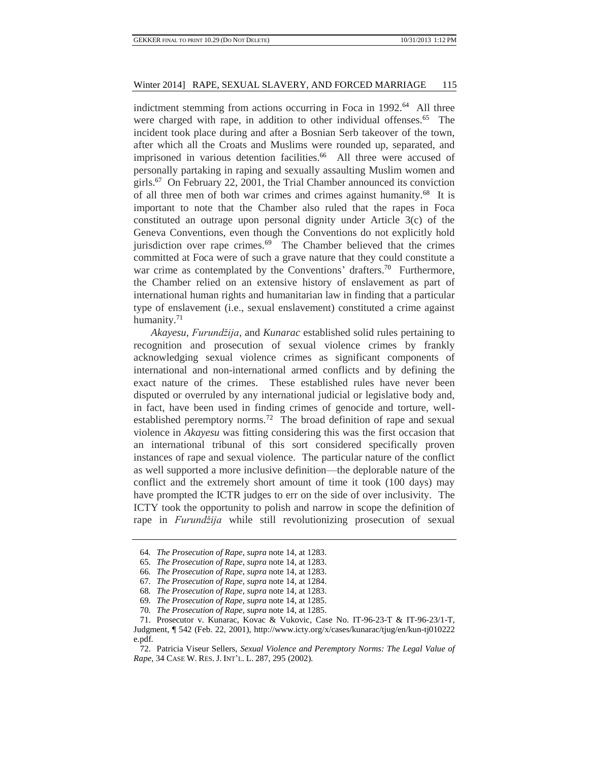indictment stemming from actions occurring in Foca in 1992.[64] All three were charged with rape, in addition to other individual offenses.[65] The incident took place during and after a Bosnian Serb takeover of the town, after which all the Croats and Muslims were rounded up, separated, and imprisoned in various detention facilities.[66] All three were accused of personally partaking in raping and sexually assaulting Muslim women and girls.[67] On February 22, 2001, the Trial Chamber announced its conviction of all three men of both war crimes and crimes against humanity.[68] It is important to note that the Chamber also ruled that the rapes in Foca constituted an outrage upon personal dignity under Article 3(c) of the Geneva Conventions, even though the Conventions do not explicitly hold jurisdiction over rape crimes.[69] The Chamber believed that the crimes committed at Foca were of such a grave nature that they could constitute a war crime as contemplated by the Conventions' drafters.[70] Furthermore, the Chamber relied on an extensive history of enslavement as part of international human rights and humanitarian law in finding that a particular type of enslavement (i.e., sexual enslavement) constituted a crime against humanity.[71]

*Akayesu*, *Furundžija*, and *Kunarac* established solid rules pertaining to recognition and prosecution of sexual violence crimes by frankly acknowledging sexual violence crimes as significant components of international and non-international armed conflicts and by defining the exact nature of the crimes. These established rules have never been disputed or overruled by any international judicial or legislative body and, in fact, have been used in finding crimes of genocide and torture, well-established peremptory norms.[72] The broad definition of rape and sexual violence in *Akayesu* was fitting considering this was the first occasion that an international tribunal of this sort considered specifically proven instances of rape and sexual violence. The particular nature of the conflict as well supported a more inclusive definition—the deplorable nature of the conflict and the extremely short amount of time it took (100 days) may have prompted the ICTR judges to err on the side of over inclusivity. The ICTY took the opportunity to polish and narrow in scope the definition of rape in *Furundžija* while still revolutionizing prosecution of sexual

---

64. *The Prosecution of Rape*, *supra* note 14, at 1283.

65. *The Prosecution of Rape*, *supra* note 14, at 1283.

66. *The Prosecution of Rape*, *supra* note 14, at 1283.

67. *The Prosecution of Rape*, *supra* note 14, at 1284.

68. *The Prosecution of Rape*, *supra* note 14, at 1283.

69. *The Prosecution of Rape*, *supra* note 14, at 1285.

70. *The Prosecution of Rape*, *supra* note 14, at 1285.

71. Prosecutor v. Kunarac, Kovac & Vukovic, Case No. IT-96-23-T & IT-96-23/1-T, Judgment, ¶ 542 (Feb. 22, 2001), http://www.icty.org/x/cases/kunarac/tjug/en/kun-tj010222e.pdf.

72. Patricia Viseur Sellers, *Sexual Violence and Peremptory Norms: The Legal Value of Rape*, 34 CASE W. RES. J. INT'L. L. 287, 295 (2002).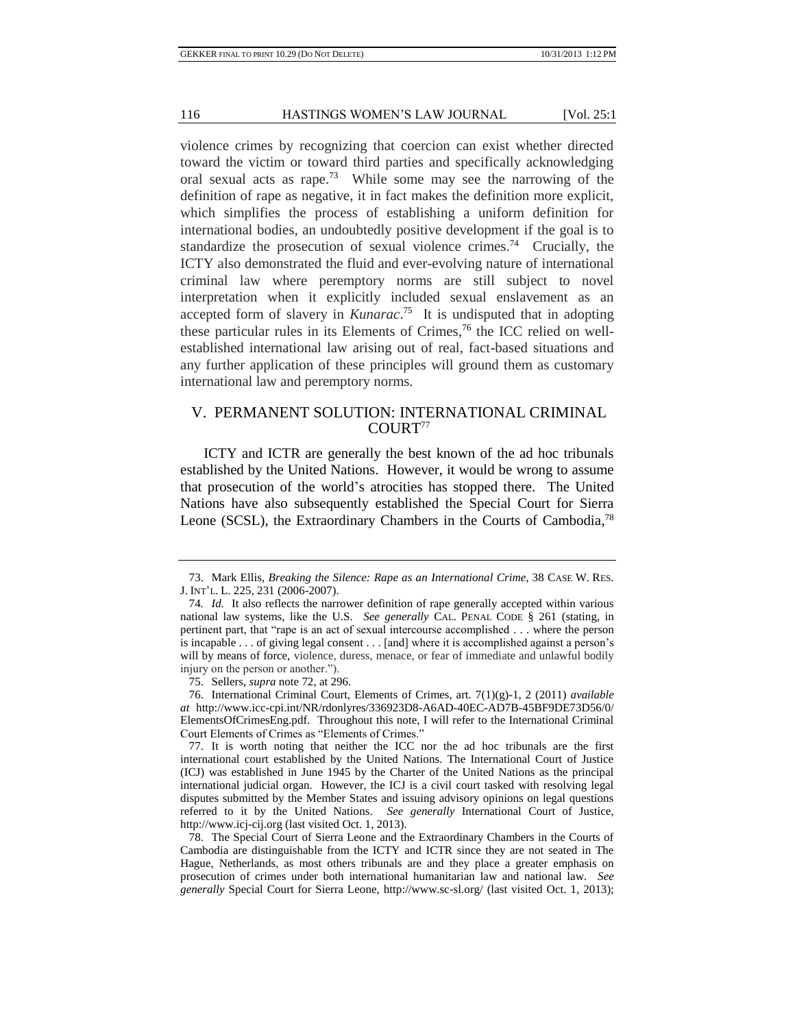violence crimes by recognizing that coercion can exist whether directed toward the victim or toward third parties and specifically acknowledging oral sexual acts as rape.[73] While some may see the narrowing of the definition of rape as negative, it in fact makes the definition more explicit, which simplifies the process of establishing a uniform definition for international bodies, an undoubtedly positive development if the goal is to standardize the prosecution of sexual violence crimes.[74] Crucially, the ICTY also demonstrated the fluid and ever-evolving nature of international criminal law where peremptory norms are still subject to novel interpretation when it explicitly included sexual enslavement as an accepted form of slavery in *Kunarac*.[75] It is undisputed that in adopting these particular rules in its Elements of Crimes,[76] the ICC relied on well-established international law arising out of real, fact-based situations and any further application of these principles will ground them as customary international law and peremptory norms.

## V. PERMANENT SOLUTION: INTERNATIONAL CRIMINAL COURT[77]

ICTY and ICTR are generally the best known of the ad hoc tribunals established by the United Nations. However, it would be wrong to assume that prosecution of the world's atrocities has stopped there. The United Nations have also subsequently established the Special Court for Sierra Leone (SCSL), the Extraordinary Chambers in the Courts of Cambodia,[78]

---

73. Mark Ellis, *Breaking the Silence: Rape as an International Crime*, 38 CASE W. RES. J. INT'L L. 225, 231 (2006-2007).

74. *Id.* It also reflects the narrower definition of rape generally accepted within various national law systems, like the U.S. *See generally* CAL. PENAL CODE § 261 (stating, in pertinent part, that "rape is an act of sexual intercourse accomplished . . . where the person is incapable . . . of giving legal consent . . . [and] where it is accomplished against a person's will by means of force, violence, duress, menace, or fear of immediate and unlawful bodily injury on the person or another.").

75. Sellers, *supra* note 72, at 296.

76. International Criminal Court, Elements of Crimes, art. 7(1)(g)-1, 2 (2011) *available at* http://www.icc-cpi.int/NR/rdonlyres/336923D8-A6AD-40EC-AD7B-45BF9DE73D56/0/ElementsOfCrimesEng.pdf. Throughout this note, I will refer to the International Criminal Court Elements of Crimes as "Elements of Crimes."

77. It is worth noting that neither the ICC nor the ad hoc tribunals are the first international court established by the United Nations. The International Court of Justice (ICJ) was established in June 1945 by the Charter of the United Nations as the principal international judicial organ. However, the ICJ is a civil court tasked with resolving legal disputes submitted by the Member States and issuing advisory opinions on legal questions referred to it by the United Nations. *See generally* International Court of Justice, http://www.icj-cij.org (last visited Oct. 1, 2013).

78. The Special Court of Sierra Leone and the Extraordinary Chambers in the Courts of Cambodia are distinguishable from the ICTY and ICTR since they are not seated in The Hague, Netherlands, as most others tribunals are and they place a greater emphasis on prosecution of crimes under both international humanitarian law and national law. *See generally* Special Court for Sierra Leone, http://www.sc-sl.org/ (last visited Oct. 1, 2013);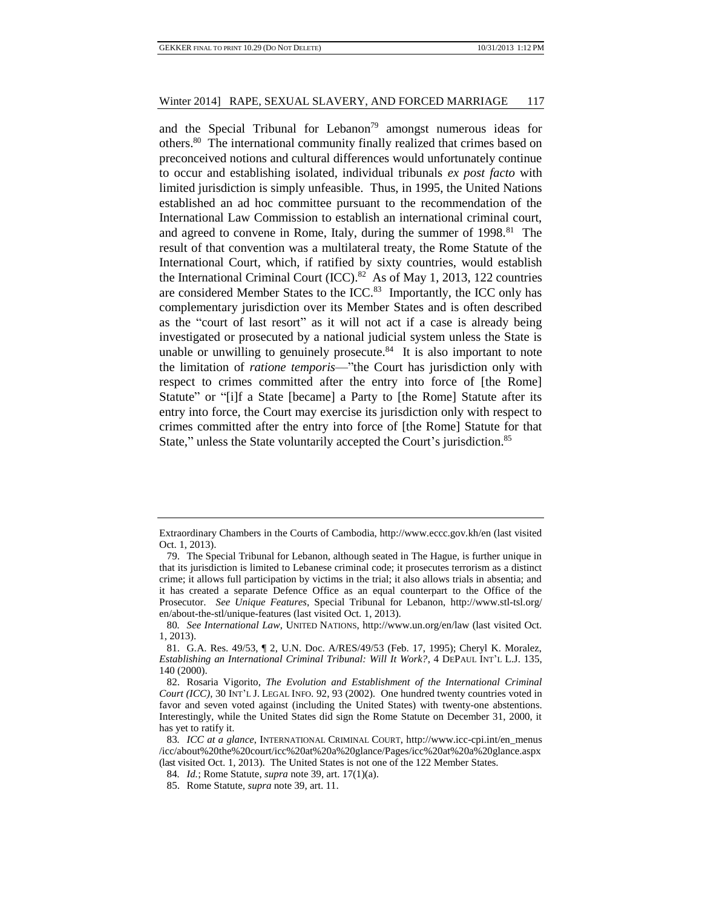and the Special Tribunal for Lebanon[79] amongst numerous ideas for others.[80] The international community finally realized that crimes based on preconceived notions and cultural differences would unfortunately continue to occur and establishing isolated, individual tribunals *ex post facto* with limited jurisdiction is simply unfeasible. Thus, in 1995, the United Nations established an ad hoc committee pursuant to the recommendation of the International Law Commission to establish an international criminal court, and agreed to convene in Rome, Italy, during the summer of 1998.[81] The result of that convention was a multilateral treaty, the Rome Statute of the International Court, which, if ratified by sixty countries, would establish the International Criminal Court (ICC).[82] As of May 1, 2013, 122 countries are considered Member States to the ICC.[83] Importantly, the ICC only has complementary jurisdiction over its Member States and is often described as the "court of last resort" as it will not act if a case is already being investigated or prosecuted by a national judicial system unless the State is unable or unwilling to genuinely prosecute.[84] It is also important to note the limitation of *ratione temporis*—"the Court has jurisdiction only with respect to crimes committed after the entry into force of [the Rome] Statute" or "[i]f a State [became] a Party to [the Rome] Statute after its entry into force, the Court may exercise its jurisdiction only with respect to crimes committed after the entry into force of [the Rome] Statute for that State," unless the State voluntarily accepted the Court's jurisdiction.[85]

---

Extraordinary Chambers in the Courts of Cambodia, http://www.eccc.gov.kh/en (last visited Oct. 1, 2013).

79. The Special Tribunal for Lebanon, although seated in The Hague, is further unique in that its jurisdiction is limited to Lebanese criminal code; it prosecutes terrorism as a distinct crime; it allows full participation by victims in the trial; it also allows trials in absentia; and it has created a separate Defence Office as an equal counterpart to the Office of the Prosecutor. *See Unique Features*, Special Tribunal for Lebanon, http://www.stl-tsl.org/en/about-the-stl/unique-features (last visited Oct. 1, 2013).

80. *See International Law*, UNITED NATIONS, http://www.un.org/en/law (last visited Oct. 1, 2013).

81. G.A. Res. 49/53, ¶ 2, U.N. Doc. A/RES/49/53 (Feb. 17, 1995); Cheryl K. Moralez, *Establishing an International Criminal Tribunal: Will It Work?*, 4 DEPAUL INT'L L.J. 135, 140 (2000).

82. Rosaria Vigorito, *The Evolution and Establishment of the International Criminal Court (ICC)*, 30 INT'L J. LEGAL INFO. 92, 93 (2002). One hundred twenty countries voted in favor and seven voted against (including the United States) with twenty-one abstentions. Interestingly, while the United States did sign the Rome Statute on December 31, 2000, it has yet to ratify it.

83. *ICC at a glance*, INTERNATIONAL CRIMINAL COURT, http://www.icc-cpi.int/en_menus/icc/about%20the%20court/icc%20at%20a%20glance/Pages/icc%20at%20a%20glance.aspx (last visited Oct. 1, 2013). The United States is not one of the 122 Member States.

84. *Id.*; Rome Statute, *supra* note 39, art. 17(1)(a).

85. Rome Statute, *supra* note 39, art. 11.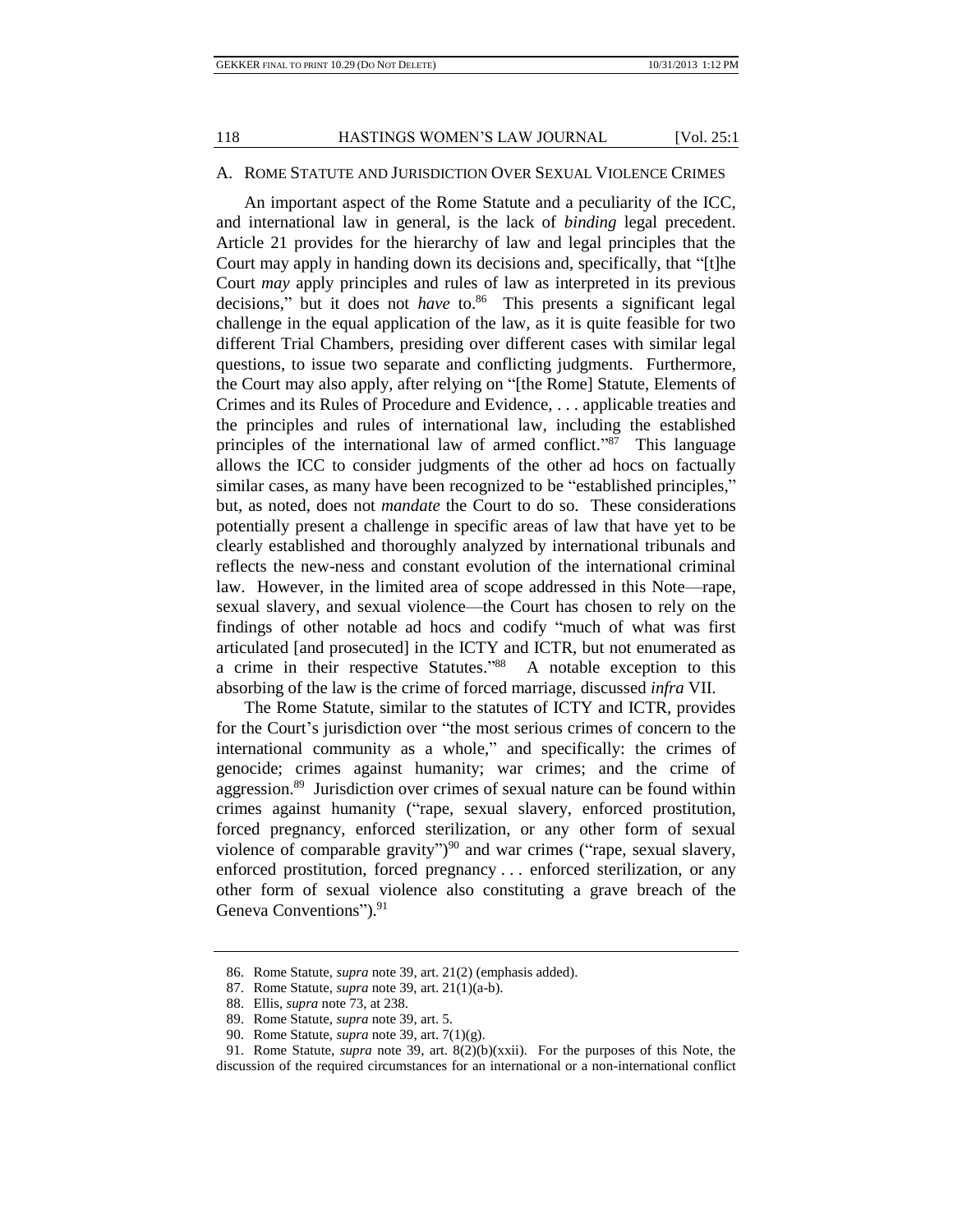## A. ROME STATUTE AND JURISDICTION OVER SEXUAL VIOLENCE CRIMES

An important aspect of the Rome Statute and a peculiarity of the ICC, and international law in general, is the lack of *binding* legal precedent. Article 21 provides for the hierarchy of law and legal principles that the Court may apply in handing down its decisions and, specifically, that "[t]he Court *may* apply principles and rules of law as interpreted in its previous decisions," but it does not *have* to.[86] This presents a significant legal challenge in the equal application of the law, as it is quite feasible for two different Trial Chambers, presiding over different cases with similar legal questions, to issue two separate and conflicting judgments. Furthermore, the Court may also apply, after relying on "[the Rome] Statute, Elements of Crimes and its Rules of Procedure and Evidence, . . . applicable treaties and the principles and rules of international law, including the established principles of the international law of armed conflict."[87] This language allows the ICC to consider judgments of the other ad hocs on factually similar cases, as many have been recognized to be "established principles," but, as noted, does not *mandate* the Court to do so. These considerations potentially present a challenge in specific areas of law that have yet to be clearly established and thoroughly analyzed by international tribunals and reflects the new-ness and constant evolution of the international criminal law. However, in the limited area of scope addressed in this Note—rape, sexual slavery, and sexual violence—the Court has chosen to rely on the findings of other notable ad hocs and codify "much of what was first articulated [and prosecuted] in the ICTY and ICTR, but not enumerated as a crime in their respective Statutes."[88] A notable exception to this absorbing of the law is the crime of forced marriage, discussed *infra* VII.

The Rome Statute, similar to the statutes of ICTY and ICTR, provides for the Court's jurisdiction over "the most serious crimes of concern to the international community as a whole," and specifically: the crimes of genocide; crimes against humanity; war crimes; and the crime of aggression.[89] Jurisdiction over crimes of sexual nature can be found within crimes against humanity ("rape, sexual slavery, enforced prostitution, forced pregnancy, enforced sterilization, or any other form of sexual violence of comparable gravity")[90] and war crimes ("rape, sexual slavery, enforced prostitution, forced pregnancy . . . enforced sterilization, or any other form of sexual violence also constituting a grave breach of the Geneva Conventions").[91]

---

86. Rome Statute, *supra* note 39, art. 21(2) (emphasis added).

87. Rome Statute, *supra* note 39, art. 21(1)(a-b).

88. Ellis, *supra* note 73, at 238.

89. Rome Statute, *supra* note 39, art. 5.

90. Rome Statute, *supra* note 39, art. 7(1)(g).

91. Rome Statute, *supra* note 39, art. 8(2)(b)(xxii). For the purposes of this Note, the discussion of the required circumstances for an international or a non-international conflict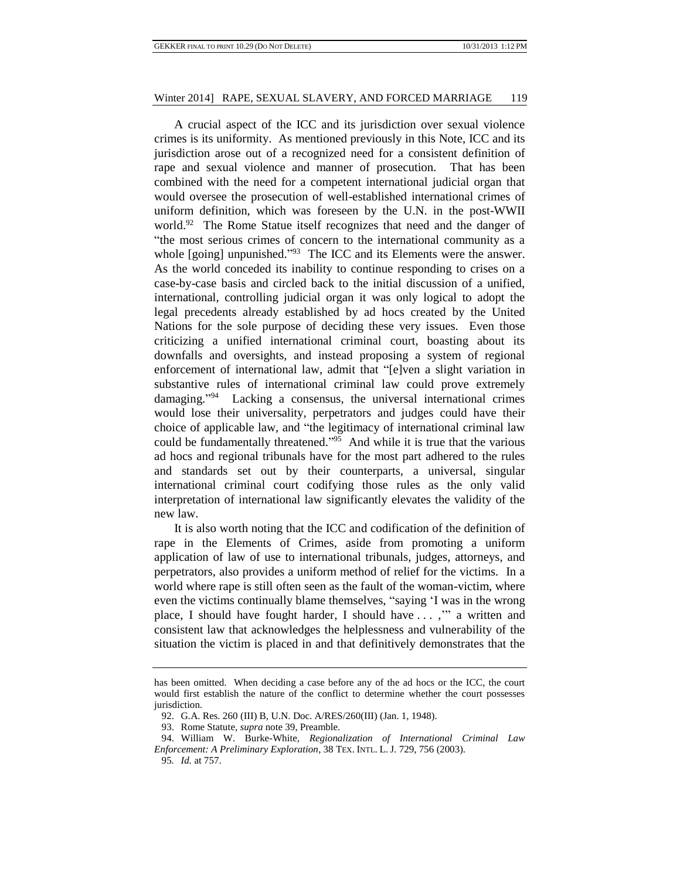A crucial aspect of the ICC and its jurisdiction over sexual violence crimes is its uniformity. As mentioned previously in this Note, ICC and its jurisdiction arose out of a recognized need for a consistent definition of rape and sexual violence and manner of prosecution. That has been combined with the need for a competent international judicial organ that would oversee the prosecution of well-established international crimes of uniform definition, which was foreseen by the U.N. in the post-WWII world.[92] The Rome Statue itself recognizes that need and the danger of "the most serious crimes of concern to the international community as a whole [going] unpunished."[93] The ICC and its Elements were the answer. As the world conceded its inability to continue responding to crises on a case-by-case basis and circled back to the initial discussion of a unified, international, controlling judicial organ it was only logical to adopt the legal precedents already established by ad hocs created by the United Nations for the sole purpose of deciding these very issues. Even those criticizing a unified international criminal court, boasting about its downfalls and oversights, and instead proposing a system of regional enforcement of international law, admit that "[e]ven a slight variation in substantive rules of international criminal law could prove extremely damaging."[94] Lacking a consensus, the universal international crimes would lose their universality, perpetrators and judges could have their choice of applicable law, and "the legitimacy of international criminal law could be fundamentally threatened."[95] And while it is true that the various ad hocs and regional tribunals have for the most part adhered to the rules and standards set out by their counterparts, a universal, singular international criminal court codifying those rules as the only valid interpretation of international law significantly elevates the validity of the new law.

It is also worth noting that the ICC and codification of the definition of rape in the Elements of Crimes, aside from promoting a uniform application of law of use to international tribunals, judges, attorneys, and perpetrators, also provides a uniform method of relief for the victims. In a world where rape is still often seen as the fault of the woman-victim, where even the victims continually blame themselves, "saying 'I was in the wrong place, I should have fought harder, I should have . . . ,'" a written and consistent law that acknowledges the helplessness and vulnerability of the situation the victim is placed in and that definitively demonstrates that the

---

has been omitted. When deciding a case before any of the ad hocs or the ICC, the court would first establish the nature of the conflict to determine whether the court possesses jurisdiction.

92. G.A. Res. 260 (III) B, U.N. Doc. A/RES/260(III) (Jan. 1, 1948).

93. Rome Statute, *supra* note 39, Preamble.

94. William W. Burke-White, *Regionalization of International Criminal Law Enforcement: A Preliminary Exploration*, 38 TEX. INTL. L. J. 729, 756 (2003).

95. *Id.* at 757.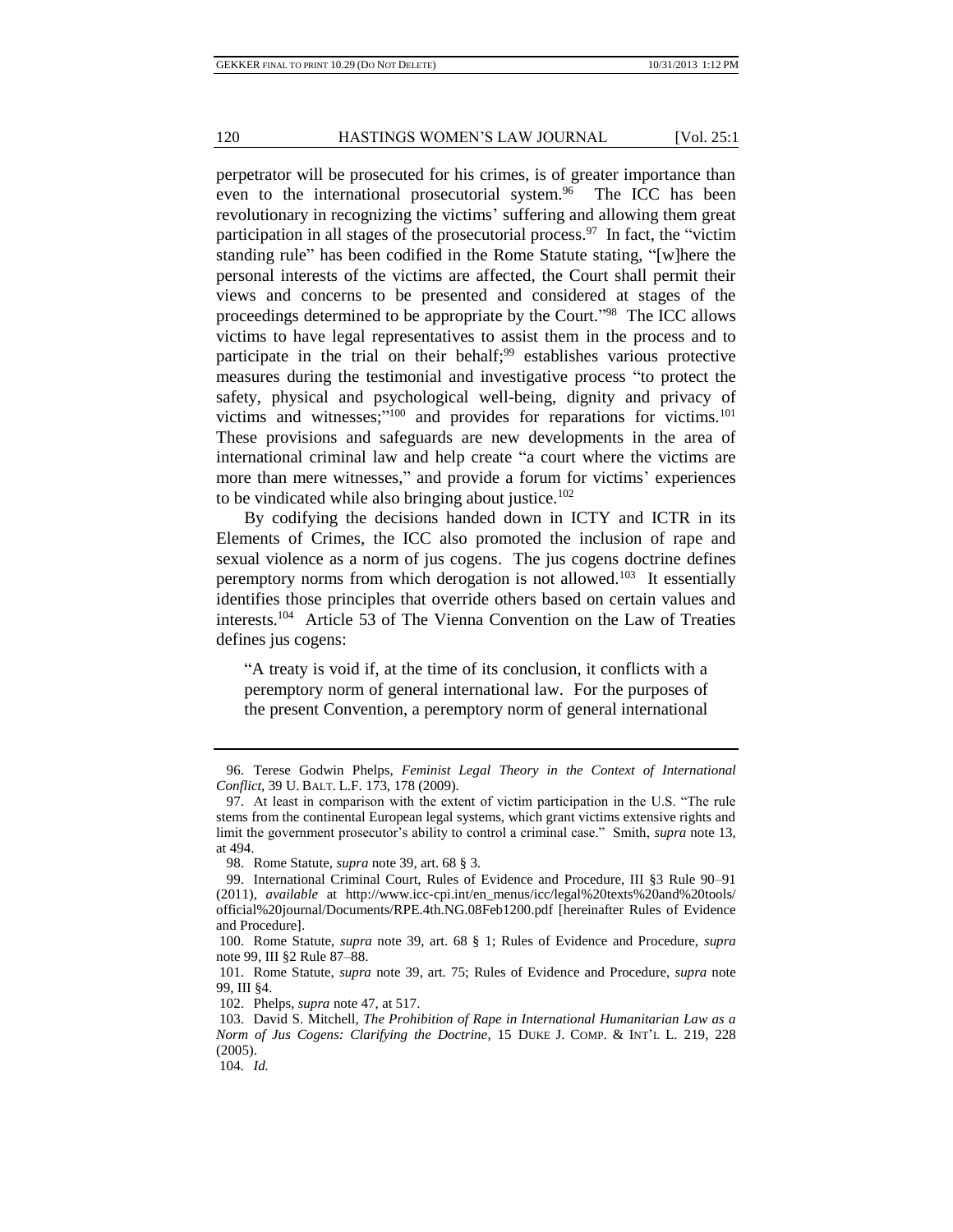perpetrator will be prosecuted for his crimes, is of greater importance than even to the international prosecutorial system.[96] The ICC has been revolutionary in recognizing the victims' suffering and allowing them great participation in all stages of the prosecutorial process.[97] In fact, the "victim standing rule" has been codified in the Rome Statute stating, "[w]here the personal interests of the victims are affected, the Court shall permit their views and concerns to be presented and considered at stages of the proceedings determined to be appropriate by the Court."[98] The ICC allows victims to have legal representatives to assist them in the process and to participate in the trial on their behalf;[99] establishes various protective measures during the testimonial and investigative process "to protect the safety, physical and psychological well-being, dignity and privacy of victims and witnesses;"[100] and provides for reparations for victims.[101] These provisions and safeguards are new developments in the area of international criminal law and help create "a court where the victims are more than mere witnesses," and provide a forum for victims' experiences to be vindicated while also bringing about justice.[102]

By codifying the decisions handed down in ICTY and ICTR in its Elements of Crimes, the ICC also promoted the inclusion of rape and sexual violence as a norm of jus cogens. The jus cogens doctrine defines peremptory norms from which derogation is not allowed.[103] It essentially identifies those principles that override others based on certain values and interests.[104] Article 53 of The Vienna Convention on the Law of Treaties defines jus cogens:

> "A treaty is void if, at the time of its conclusion, it conflicts with a peremptory norm of general international law. For the purposes of the present Convention, a peremptory norm of general international

---

96. Terese Godwin Phelps, *Feminist Legal Theory in the Context of International Conflict*, 39 U. BALT. L.F. 173, 178 (2009).

97. At least in comparison with the extent of victim participation in the U.S. "The rule stems from the continental European legal systems, which grant victims extensive rights and limit the government prosecutor's ability to control a criminal case." Smith, *supra* note 13, at 494.

98. Rome Statute, *supra* note 39, art. 68 § 3.

99. International Criminal Court, Rules of Evidence and Procedure, III §3 Rule 90–91 (2011), *available* at http://www.icc-cpi.int/en_menus/icc/legal%20texts%20and%20tools/official%20journal/Documents/RPE.4th.NG.08Feb1200.pdf [hereinafter Rules of Evidence and Procedure].

100. Rome Statute, *supra* note 39, art. 68 § 1; Rules of Evidence and Procedure, *supra* note 99, III §2 Rule 87–88.

101. Rome Statute, *supra* note 39, art. 75; Rules of Evidence and Procedure, *supra* note 99, III §4.

102. Phelps, *supra* note 47, at 517.

103. David S. Mitchell, *The Prohibition of Rape in International Humanitarian Law as a Norm of Jus Cogens: Clarifying the Doctrine*, 15 DUKE J. COMP. & INT'L L. 219, 228 (2005).

104. *Id.*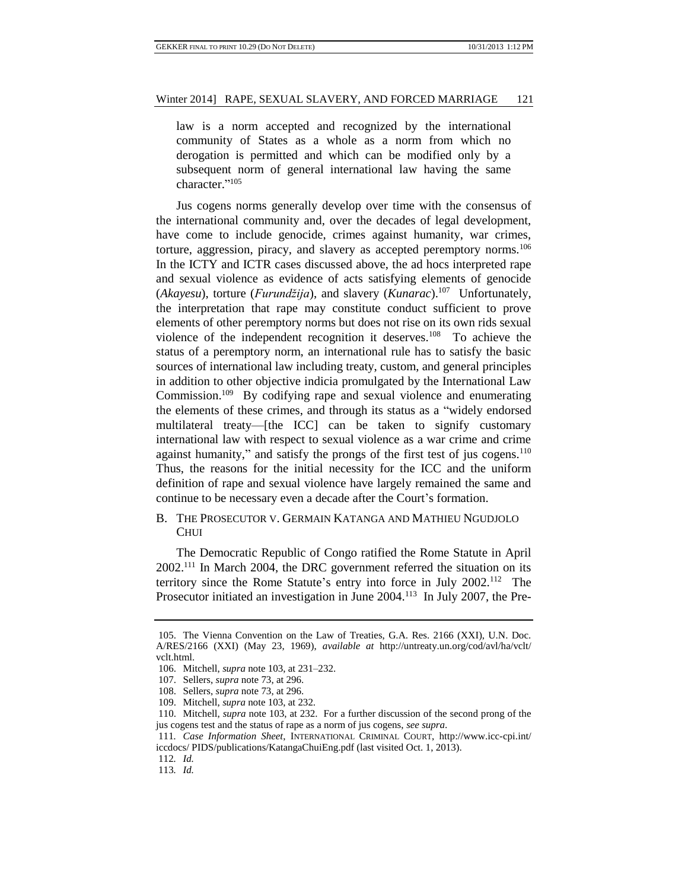law is a norm accepted and recognized by the international community of States as a whole as a norm from which no derogation is permitted and which can be modified only by a subsequent norm of general international law having the same character."[105]

Jus cogens norms generally develop over time with the consensus of the international community and, over the decades of legal development, have come to include genocide, crimes against humanity, war crimes, torture, aggression, piracy, and slavery as accepted peremptory norms.[106] In the ICTY and ICTR cases discussed above, the ad hocs interpreted rape and sexual violence as evidence of acts satisfying elements of genocide (*Akayesu*), torture (*Furundžija*), and slavery (*Kunarac*).[107] Unfortunately, the interpretation that rape may constitute conduct sufficient to prove elements of other peremptory norms but does not rise on its own rids sexual violence of the independent recognition it deserves.[108] To achieve the status of a peremptory norm, an international rule has to satisfy the basic sources of international law including treaty, custom, and general principles in addition to other objective indicia promulgated by the International Law Commission.[109] By codifying rape and sexual violence and enumerating the elements of these crimes, and through its status as a "widely endorsed multilateral treaty—[the ICC] can be taken to signify customary international law with respect to sexual violence as a war crime and crime against humanity," and satisfy the prongs of the first test of jus cogens.[110] Thus, the reasons for the initial necessity for the ICC and the uniform definition of rape and sexual violence have largely remained the same and continue to be necessary even a decade after the Court's formation.

### B. The Prosecutor v. Germain Katanga and Mathieu Ngudjolo Chui

The Democratic Republic of Congo ratified the Rome Statute in April 2002.[111] In March 2004, the DRC government referred the situation on its territory since the Rome Statute's entry into force in July 2002.[112] The Prosecutor initiated an investigation in June 2004.[113] In July 2007, the Pre-

---

105. The Vienna Convention on the Law of Treaties, G.A. Res. 2166 (XXI), U.N. Doc. A/RES/2166 (XXI) (May 23, 1969), *available at* http://untreaty.un.org/cod/avl/ha/vclt/vclt.html.

106. Mitchell, *supra* note 103, at 231–232.

107. Sellers, *supra* note 73, at 296.

108. Sellers, *supra* note 73, at 296.

109. Mitchell, *supra* note 103, at 232.

110. Mitchell, *supra* note 103, at 232. For a further discussion of the second prong of the jus cogens test and the status of rape as a norm of jus cogens, *see supra*.

111. *Case Information Sheet*, INTERNATIONAL CRIMINAL COURT, http://www.icc-cpi.int/iccdocs/ PIDS/publications/KatangaChuiEng.pdf (last visited Oct. 1, 2013).

112. *Id.*

113. *Id.*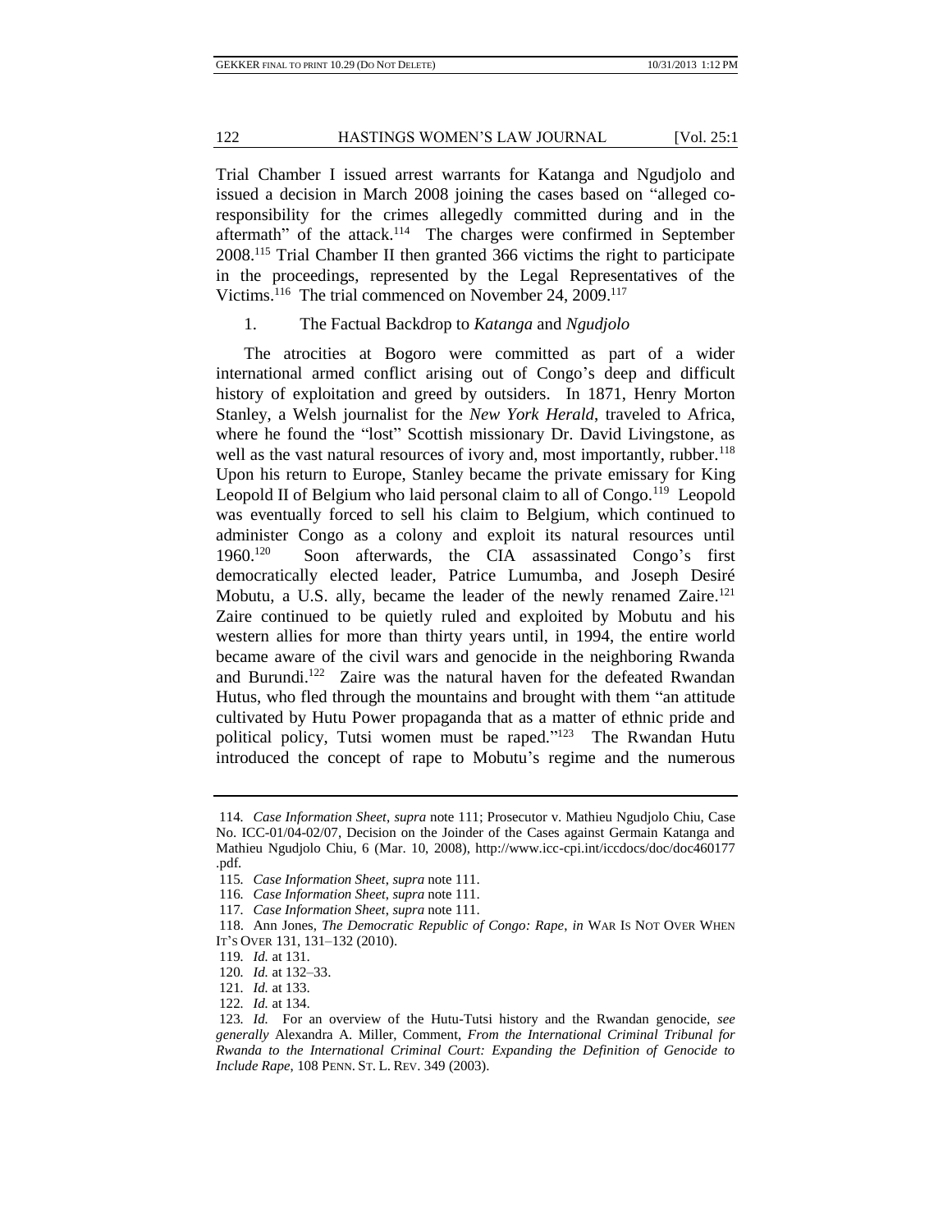Trial Chamber I issued arrest warrants for Katanga and Ngudjolo and issued a decision in March 2008 joining the cases based on "alleged co-responsibility for the crimes allegedly committed during and in the aftermath" of the attack.[114] The charges were confirmed in September 2008.[115] Trial Chamber II then granted 366 victims the right to participate in the proceedings, represented by the Legal Representatives of the Victims.[116] The trial commenced on November 24, 2009.[117]

### 1. The Factual Backdrop to *Katanga* and *Ngudjolo*

The atrocities at Bogoro were committed as part of a wider international armed conflict arising out of Congo's deep and difficult history of exploitation and greed by outsiders. In 1871, Henry Morton Stanley, a Welsh journalist for the *New York Herald*, traveled to Africa, where he found the "lost" Scottish missionary Dr. David Livingstone, as well as the vast natural resources of ivory and, most importantly, rubber.[118] Upon his return to Europe, Stanley became the private emissary for King Leopold II of Belgium who laid personal claim to all of Congo.[119] Leopold was eventually forced to sell his claim to Belgium, which continued to administer Congo as a colony and exploit its natural resources until 1960.[120] Soon afterwards, the CIA assassinated Congo's first democratically elected leader, Patrice Lumumba, and Joseph Desiré Mobutu, a U.S. ally, became the leader of the newly renamed Zaire.[121] Zaire continued to be quietly ruled and exploited by Mobutu and his western allies for more than thirty years until, in 1994, the entire world became aware of the civil wars and genocide in the neighboring Rwanda and Burundi.[122] Zaire was the natural haven for the defeated Rwandan Hutus, who fled through the mountains and brought with them "an attitude cultivated by Hutu Power propaganda that as a matter of ethnic pride and political policy, Tutsi women must be raped."[123] The Rwandan Hutu introduced the concept of rape to Mobutu's regime and the numerous

---

114. *Case Information Sheet*, *supra* note 111; Prosecutor v. Mathieu Ngudjolo Chiu, Case No. ICC-01/04-02/07, Decision on the Joinder of the Cases against Germain Katanga and Mathieu Ngudjolo Chiu, 6 (Mar. 10, 2008), http://www.icc-cpi.int/iccdocs/doc/doc460177.pdf.

115. *Case Information Sheet*, *supra* note 111.

116. *Case Information Sheet*, *supra* note 111.

117. *Case Information Sheet*, *supra* note 111.

118. Ann Jones, *The Democratic Republic of Congo: Rape*, *in* WAR IS NOT OVER WHEN IT'S OVER 131, 131–132 (2010).

119. *Id.* at 131.

120. *Id.* at 132–33.

121. *Id.* at 133.

122. *Id.* at 134.

123. *Id.* For an overview of the Hutu-Tutsi history and the Rwandan genocide, *see generally* Alexandra A. Miller, Comment, *From the International Criminal Tribunal for Rwanda to the International Criminal Court: Expanding the Definition of Genocide to Include Rape*, 108 PENN. ST. L. REV. 349 (2003).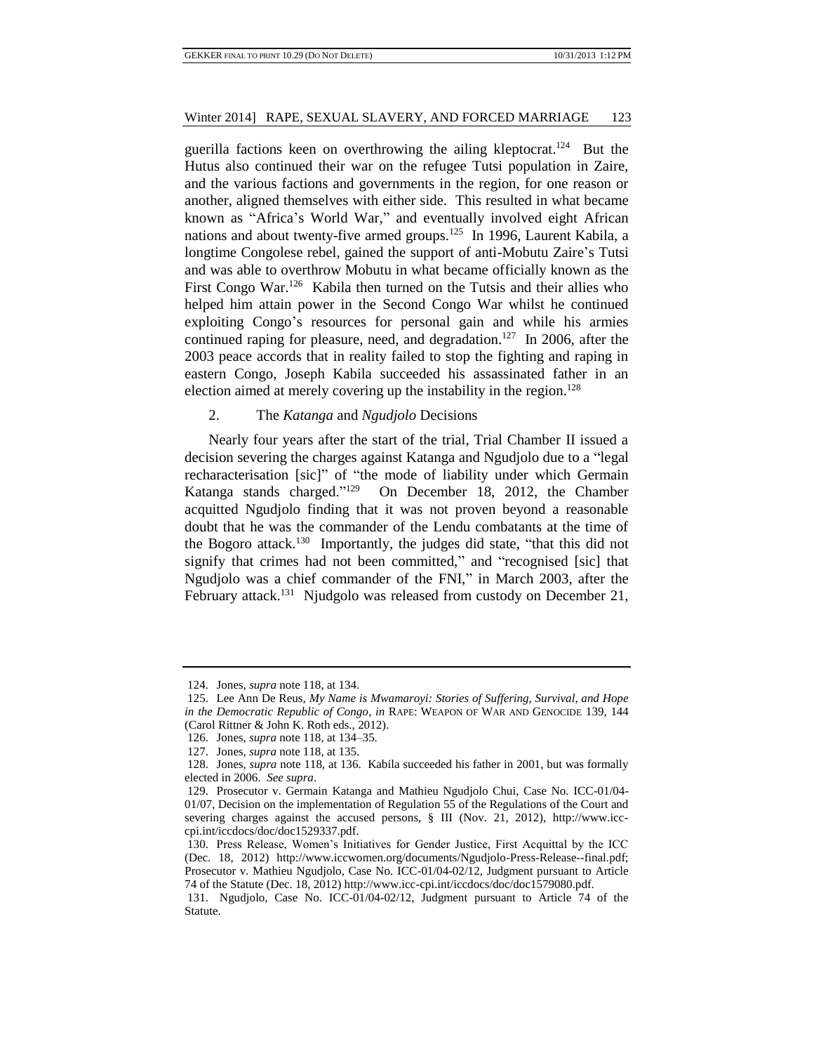guerilla factions keen on overthrowing the ailing kleptocrat.[124] But the Hutus also continued their war on the refugee Tutsi population in Zaire, and the various factions and governments in the region, for one reason or another, aligned themselves with either side. This resulted in what became known as "Africa's World War," and eventually involved eight African nations and about twenty-five armed groups.[125] In 1996, Laurent Kabila, a longtime Congolese rebel, gained the support of anti-Mobutu Zaire's Tutsi and was able to overthrow Mobutu in what became officially known as the First Congo War.[126] Kabila then turned on the Tutsis and their allies who helped him attain power in the Second Congo War whilst he continued exploiting Congo's resources for personal gain and while his armies continued raping for pleasure, need, and degradation.[127] In 2006, after the 2003 peace accords that in reality failed to stop the fighting and raping in eastern Congo, Joseph Kabila succeeded his assassinated father in an election aimed at merely covering up the instability in the region.[128]

### 2. The *Katanga* and *Ngudjolo* Decisions

Nearly four years after the start of the trial, Trial Chamber II issued a decision severing the charges against Katanga and Ngudjolo due to a "legal recharacterisation [sic]" of "the mode of liability under which Germain Katanga stands charged."[129] On December 18, 2012, the Chamber acquitted Ngudjolo finding that it was not proven beyond a reasonable doubt that he was the commander of the Lendu combatants at the time of the Bogoro attack.[130] Importantly, the judges did state, "that this did not signify that crimes had not been committed," and "recognised [sic] that Ngudjolo was a chief commander of the FNI," in March 2003, after the February attack.[131] Njudgolo was released from custody on December 21,

---

124. Jones, *supra* note 118, at 134.

125. Lee Ann De Reus, *My Name is Mwamaroyi: Stories of Suffering, Survival, and Hope in the Democratic Republic of Congo*, *in* RAPE: WEAPON OF WAR AND GENOCIDE 139, 144 (Carol Rittner & John K. Roth eds., 2012).

126. Jones, *supra* note 118, at 134–35.

127. Jones, *supra* note 118, at 135.

128. Jones, *supra* note 118, at 136. Kabila succeeded his father in 2001, but was formally elected in 2006. *See supra*.

129. Prosecutor v. Germain Katanga and Mathieu Ngudjolo Chui, Case No. ICC-01/04-01/07, Decision on the implementation of Regulation 55 of the Regulations of the Court and severing charges against the accused persons, § III (Nov. 21, 2012), http://www.icc-cpi.int/iccdocs/doc/doc1529337.pdf.

130. Press Release, Women's Initiatives for Gender Justice, First Acquittal by the ICC (Dec. 18, 2012) http://www.iccwomen.org/documents/Ngudjolo-Press-Release--final.pdf; Prosecutor v. Mathieu Ngudjolo, Case No. ICC-01/04-02/12, Judgment pursuant to Article 74 of the Statute (Dec. 18, 2012) http://www.icc-cpi.int/iccdocs/doc/doc1579080.pdf.

131. Ngudjolo, Case No. ICC-01/04-02/12, Judgment pursuant to Article 74 of the Statute.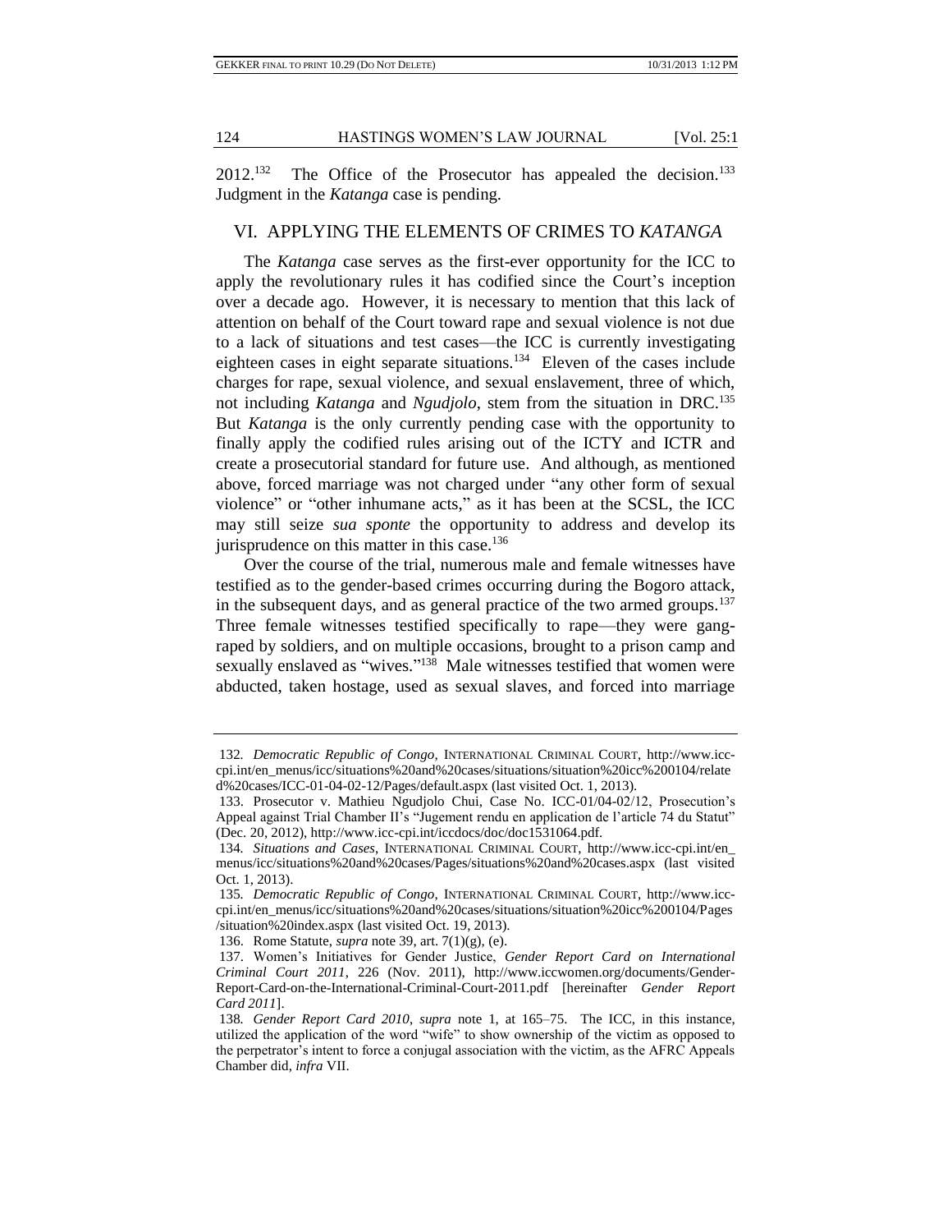2012.[132] The Office of the Prosecutor has appealed the decision.[133] Judgment in the *Katanga* case is pending.

## VI. APPLYING THE ELEMENTS OF CRIMES TO *KATANGA*

The *Katanga* case serves as the first-ever opportunity for the ICC to apply the revolutionary rules it has codified since the Court's inception over a decade ago. However, it is necessary to mention that this lack of attention on behalf of the Court toward rape and sexual violence is not due to a lack of situations and test cases—the ICC is currently investigating eighteen cases in eight separate situations.[134] Eleven of the cases include charges for rape, sexual violence, and sexual enslavement, three of which, not including *Katanga* and *Ngudjolo*, stem from the situation in DRC.[135] But *Katanga* is the only currently pending case with the opportunity to finally apply the codified rules arising out of the ICTY and ICTR and create a prosecutorial standard for future use. And although, as mentioned above, forced marriage was not charged under "any other form of sexual violence" or "other inhumane acts," as it has been at the SCSL, the ICC may still seize *sua sponte* the opportunity to address and develop its jurisprudence on this matter in this case.[136]

Over the course of the trial, numerous male and female witnesses have testified as to the gender-based crimes occurring during the Bogoro attack, in the subsequent days, and as general practice of the two armed groups.[137] Three female witnesses testified specifically to rape—they were gang-raped by soldiers, and on multiple occasions, brought to a prison camp and sexually enslaved as "wives."[138] Male witnesses testified that women were abducted, taken hostage, used as sexual slaves, and forced into marriage

---

132. *Democratic Republic of Congo*, INTERNATIONAL CRIMINAL COURT, http://www.icc-cpi.int/en_menus/icc/situations%20and%20cases/situations/situation%20icc%200104/related%20cases/ICC-01-04-02-12/Pages/default.aspx (last visited Oct. 1, 2013).

133. Prosecutor v. Mathieu Ngudjolo Chui, Case No. ICC-01/04-02/12, Prosecution's Appeal against Trial Chamber II's "Jugement rendu en application de l'article 74 du Statut" (Dec. 20, 2012), http://www.icc-cpi.int/iccdocs/doc/doc1531064.pdf.

134. *Situations and Cases*, INTERNATIONAL CRIMINAL COURT, http://www.icc-cpi.int/en_menus/icc/situations%20and%20cases/Pages/situations%20and%20cases.aspx (last visited Oct. 1, 2013).

135. *Democratic Republic of Congo*, INTERNATIONAL CRIMINAL COURT, http://www.icc-cpi.int/en_menus/icc/situations%20and%20cases/situations/situation%20icc%200104/Pages/situation%20index.aspx (last visited Oct. 19, 2013).

136. Rome Statute, *supra* note 39, art. 7(1)(g), (e).

137. Women's Initiatives for Gender Justice, *Gender Report Card on International Criminal Court 2011*, 226 (Nov. 2011), http://www.iccwomen.org/documents/Gender-Report-Card-on-the-International-Criminal-Court-2011.pdf [hereinafter *Gender Report Card 2011*].

138. *Gender Report Card 2010*, *supra* note 1, at 165–75. The ICC, in this instance, utilized the application of the word "wife" to show ownership of the victim as opposed to the perpetrator's intent to force a conjugal association with the victim, as the AFRC Appeals Chamber did, *infra* VII.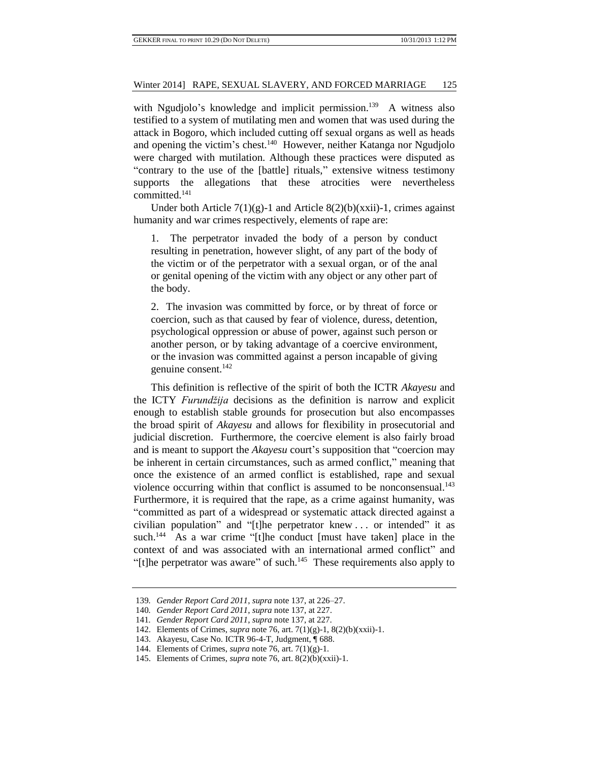with Ngudjolo's knowledge and implicit permission.[139] A witness also testified to a system of mutilating men and women that was used during the attack in Bogoro, which included cutting off sexual organs as well as heads and opening the victim's chest.[140] However, neither Katanga nor Ngudjolo were charged with mutilation. Although these practices were disputed as "contrary to the use of the [battle] rituals," extensive witness testimony supports the allegations that these atrocities were nevertheless committed.[141]

Under both Article 7(1)(g)-1 and Article 8(2)(b)(xxii)-1, crimes against humanity and war crimes respectively, elements of rape are:

> 1. The perpetrator invaded the body of a person by conduct resulting in penetration, however slight, of any part of the body of the victim or of the perpetrator with a sexual organ, or of the anal or genital opening of the victim with any object or any other part of the body.
>
> 2. The invasion was committed by force, or by threat of force or coercion, such as that caused by fear of violence, duress, detention, psychological oppression or abuse of power, against such person or another person, or by taking advantage of a coercive environment, or the invasion was committed against a person incapable of giving genuine consent.[142]

This definition is reflective of the spirit of both the ICTR *Akayesu* and the ICTY *Furundžija* decisions as the definition is narrow and explicit enough to establish stable grounds for prosecution but also encompasses the broad spirit of *Akayesu* and allows for flexibility in prosecutorial and judicial discretion. Furthermore, the coercive element is also fairly broad and is meant to support the *Akayesu* court's supposition that "coercion may be inherent in certain circumstances, such as armed conflict," meaning that once the existence of an armed conflict is established, rape and sexual violence occurring within that conflict is assumed to be nonconsensual.[143] Furthermore, it is required that the rape, as a crime against humanity, was "committed as part of a widespread or systematic attack directed against a civilian population" and "[t]he perpetrator knew . . . or intended" it as such.[144] As a war crime "[t]he conduct [must have taken] place in the context of and was associated with an international armed conflict" and "[t]he perpetrator was aware" of such.[145] These requirements also apply to

---

139. *Gender Report Card 2011*, *supra* note 137, at 226–27.

140. *Gender Report Card 2011*, *supra* note 137, at 227.

141. *Gender Report Card 2011*, *supra* note 137, at 227.

142. Elements of Crimes, *supra* note 76, art. 7(1)(g)-1, 8(2)(b)(xxii)-1.

143. Akayesu, Case No. ICTR 96-4-T, Judgment, ¶ 688.

144. Elements of Crimes, *supra* note 76, art. 7(1)(g)-1.

145. Elements of Crimes, *supra* note 76, art. 8(2)(b)(xxii)-1.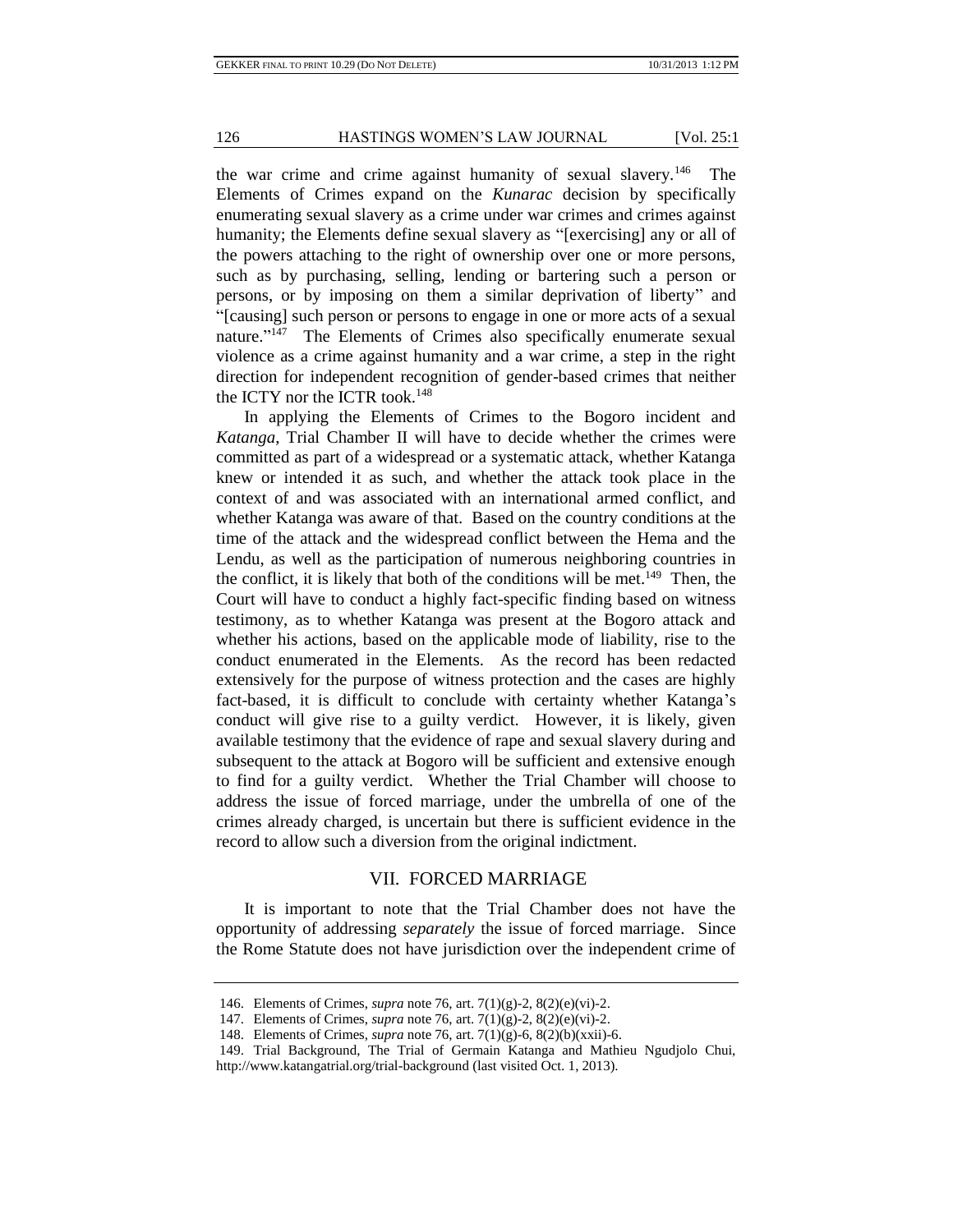the war crime and crime against humanity of sexual slavery.[146] The Elements of Crimes expand on the *Kunarac* decision by specifically enumerating sexual slavery as a crime under war crimes and crimes against humanity; the Elements define sexual slavery as "[exercising] any or all of the powers attaching to the right of ownership over one or more persons, such as by purchasing, selling, lending or bartering such a person or persons, or by imposing on them a similar deprivation of liberty" and "[causing] such person or persons to engage in one or more acts of a sexual nature."[147] The Elements of Crimes also specifically enumerate sexual violence as a crime against humanity and a war crime, a step in the right direction for independent recognition of gender-based crimes that neither the ICTY nor the ICTR took.[148]

In applying the Elements of Crimes to the Bogoro incident and *Katanga*, Trial Chamber II will have to decide whether the crimes were committed as part of a widespread or a systematic attack, whether Katanga knew or intended it as such, and whether the attack took place in the context of and was associated with an international armed conflict, and whether Katanga was aware of that. Based on the country conditions at the time of the attack and the widespread conflict between the Hema and the Lendu, as well as the participation of numerous neighboring countries in the conflict, it is likely that both of the conditions will be met.[149] Then, the Court will have to conduct a highly fact-specific finding based on witness testimony, as to whether Katanga was present at the Bogoro attack and whether his actions, based on the applicable mode of liability, rise to the conduct enumerated in the Elements. As the record has been redacted extensively for the purpose of witness protection and the cases are highly fact-based, it is difficult to conclude with certainty whether Katanga's conduct will give rise to a guilty verdict. However, it is likely, given available testimony that the evidence of rape and sexual slavery during and subsequent to the attack at Bogoro will be sufficient and extensive enough to find for a guilty verdict. Whether the Trial Chamber will choose to address the issue of forced marriage, under the umbrella of one of the crimes already charged, is uncertain but there is sufficient evidence in the record to allow such a diversion from the original indictment.

## VII. FORCED MARRIAGE

It is important to note that the Trial Chamber does not have the opportunity of addressing *separately* the issue of forced marriage. Since the Rome Statute does not have jurisdiction over the independent crime of

---

146. Elements of Crimes, *supra* note 76, art. 7(1)(g)-2, 8(2)(e)(vi)-2.

147. Elements of Crimes, *supra* note 76, art. 7(1)(g)-2, 8(2)(e)(vi)-2.

148. Elements of Crimes, *supra* note 76, art. 7(1)(g)-6, 8(2)(b)(xxii)-6.

149. Trial Background, The Trial of Germain Katanga and Mathieu Ngudjolo Chui, http://www.katangatrial.org/trial-background (last visited Oct. 1, 2013).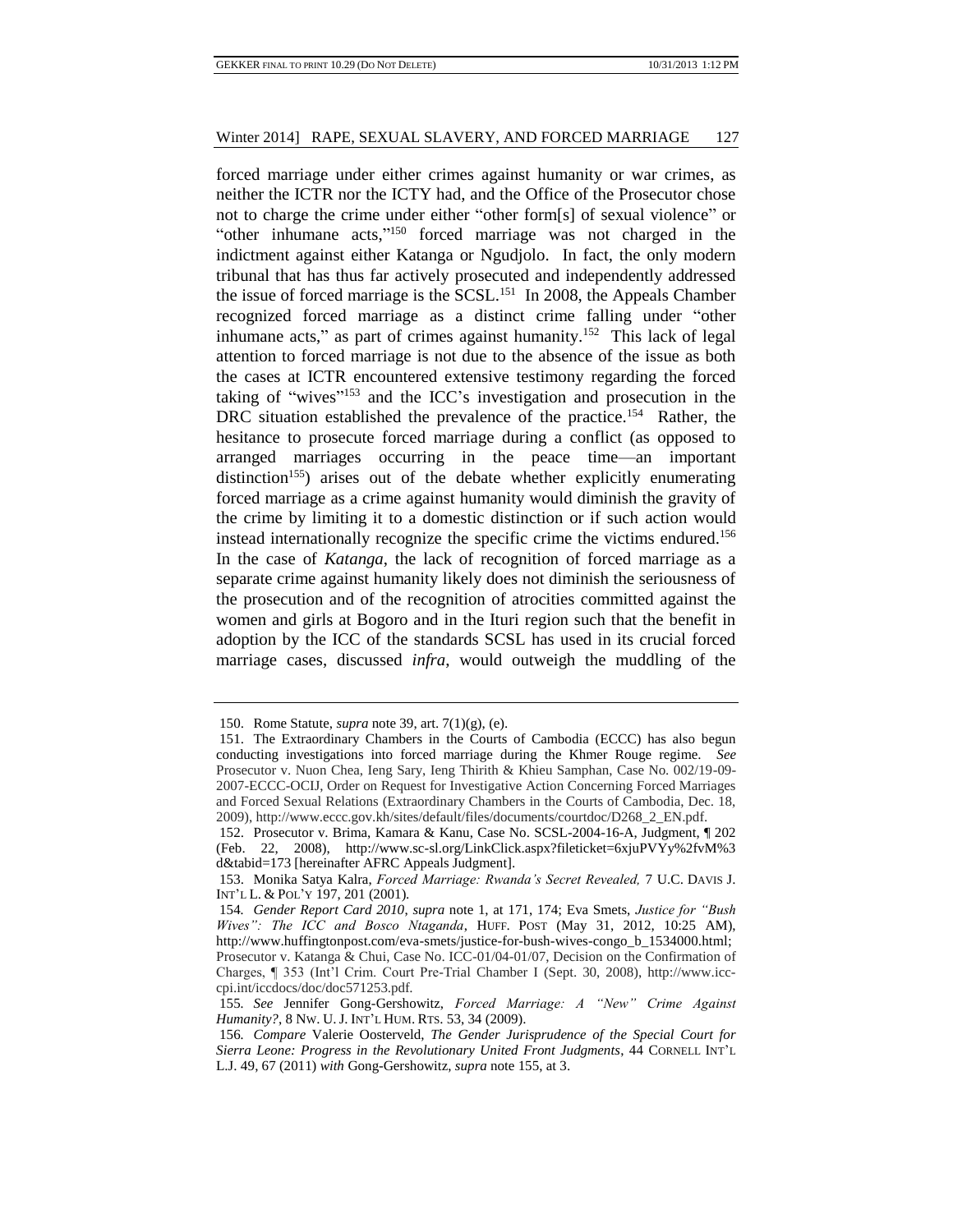forced marriage under either crimes against humanity or war crimes, as neither the ICTR nor the ICTY had, and the Office of the Prosecutor chose not to charge the crime under either "other form[s] of sexual violence" or "other inhumane acts,"[150] forced marriage was not charged in the indictment against either Katanga or Ngudjolo. In fact, the only modern tribunal that has thus far actively prosecuted and independently addressed the issue of forced marriage is the SCSL.[151] In 2008, the Appeals Chamber recognized forced marriage as a distinct crime falling under "other inhumane acts," as part of crimes against humanity.[152] This lack of legal attention to forced marriage is not due to the absence of the issue as both the cases at ICTR encountered extensive testimony regarding the forced taking of "wives"[153] and the ICC's investigation and prosecution in the DRC situation established the prevalence of the practice.[154] Rather, the hesitance to prosecute forced marriage during a conflict (as opposed to arranged marriages occurring in the peace time—an important distinction[155]) arises out of the debate whether explicitly enumerating forced marriage as a crime against humanity would diminish the gravity of the crime by limiting it to a domestic distinction or if such action would instead internationally recognize the specific crime the victims endured.[156] In the case of *Katanga*, the lack of recognition of forced marriage as a separate crime against humanity likely does not diminish the seriousness of the prosecution and of the recognition of atrocities committed against the women and girls at Bogoro and in the Ituri region such that the benefit in adoption by the ICC of the standards SCSL has used in its crucial forced marriage cases, discussed *infra*, would outweigh the muddling of the

---

150. Rome Statute, *supra* note 39, art. 7(1)(g), (e).

151. The Extraordinary Chambers in the Courts of Cambodia (ECCC) has also begun conducting investigations into forced marriage during the Khmer Rouge regime. *See* Prosecutor v. Nuon Chea, Ieng Sary, Ieng Thirith & Khieu Samphan, Case No. 002/19-09-2007-ECCC-OCIJ, Order on Request for Investigative Action Concerning Forced Marriages and Forced Sexual Relations (Extraordinary Chambers in the Courts of Cambodia, Dec. 18, 2009), http://www.eccc.gov.kh/sites/default/files/documents/courtdoc/D268_2_EN.pdf.

152. Prosecutor v. Brima, Kamara & Kanu, Case No. SCSL-2004-16-A, Judgment, ¶ 202 (Feb. 22, 2008), http://www.sc-sl.org/LinkClick.aspx?fileticket=6xjuPVYy%2fvM%3d&tabid=173 [hereinafter AFRC Appeals Judgment].

153. Monika Satya Kalra, *Forced Marriage: Rwanda's Secret Revealed,* 7 U.C. DAVIS J. INT'L L. & POL'Y 197, 201 (2001).

154. *Gender Report Card 2010*, *supra* note 1, at 171, 174; Eva Smets, *Justice for "Bush Wives": The ICC and Bosco Ntaganda*, HUFF. POST (May 31, 2012, 10:25 AM), http://www.huffingtonpost.com/eva-smets/justice-for-bush-wives-congo_b_1534000.html; Prosecutor v. Katanga & Chui, Case No. ICC-01/04-01/07, Decision on the Confirmation of Charges, ¶ 353 (Int'l Crim. Court Pre-Trial Chamber I (Sept. 30, 2008), http://www.icc-cpi.int/iccdocs/doc/doc571253.pdf.

155. *See* Jennifer Gong-Gershowitz, *Forced Marriage: A "New" Crime Against Humanity?*, 8 NW. U. J. INT'L HUM. RTS. 53, 34 (2009).

156. *Compare* Valerie Oosterveld, *The Gender Jurisprudence of the Special Court for Sierra Leone: Progress in the Revolutionary United Front Judgments*, 44 CORNELL INT'L L.J. 49, 67 (2011) *with* Gong-Gershowitz, *supra* note 155, at 3.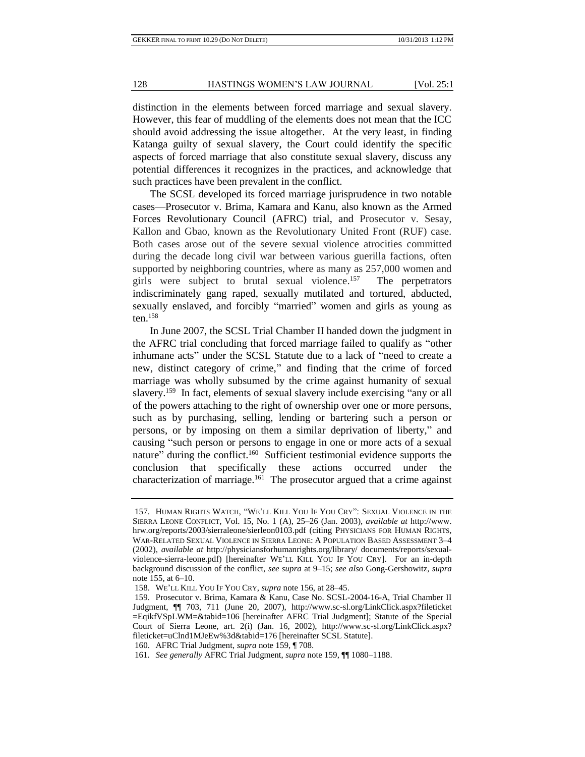distinction in the elements between forced marriage and sexual slavery. However, this fear of muddling of the elements does not mean that the ICC should avoid addressing the issue altogether. At the very least, in finding Katanga guilty of sexual slavery, the Court could identify the specific aspects of forced marriage that also constitute sexual slavery, discuss any potential differences it recognizes in the practices, and acknowledge that such practices have been prevalent in the conflict.

The SCSL developed its forced marriage jurisprudence in two notable cases—Prosecutor v. Brima, Kamara and Kanu, also known as the Armed Forces Revolutionary Council (AFRC) trial, and Prosecutor v. Sesay, Kallon and Gbao, known as the Revolutionary United Front (RUF) case. Both cases arose out of the severe sexual violence atrocities committed during the decade long civil war between various guerilla factions, often supported by neighboring countries, where as many as 257,000 women and girls were subject to brutal sexual violence.[157] The perpetrators indiscriminately gang raped, sexually mutilated and tortured, abducted, sexually enslaved, and forcibly "married" women and girls as young as ten.[158]

In June 2007, the SCSL Trial Chamber II handed down the judgment in the AFRC trial concluding that forced marriage failed to qualify as "other inhumane acts" under the SCSL Statute due to a lack of "need to create a new, distinct category of crime," and finding that the crime of forced marriage was wholly subsumed by the crime against humanity of sexual slavery.[159] In fact, elements of sexual slavery include exercising "any or all of the powers attaching to the right of ownership over one or more persons, such as by purchasing, selling, lending or bartering such a person or persons, or by imposing on them a similar deprivation of liberty," and causing "such person or persons to engage in one or more acts of a sexual nature" during the conflict.[160] Sufficient testimonial evidence supports the conclusion that specifically these actions occurred under the characterization of marriage.[161] The prosecutor argued that a crime against

---

157. HUMAN RIGHTS WATCH, "WE'LL KILL YOU IF YOU CRY": SEXUAL VIOLENCE IN THE SIERRA LEONE CONFLICT, Vol. 15, No. 1 (A), 25–26 (Jan. 2003), *available at* http://www.hrw.org/reports/2003/sierraleone/sierleon0103.pdf (citing PHYSICIANS FOR HUMAN RIGHTS, WAR-RELATED SEXUAL VIOLENCE IN SIERRA LEONE: A POPULATION BASED ASSESSMENT 3–4 (2002), *available at* http://physiciansforhumanrights.org/library/ documents/reports/sexual-violence-sierra-leone.pdf) [hereinafter WE'LL KILL YOU IF YOU CRY]. For an in-depth background discussion of the conflict, *see supra* at 9–15; *see also* Gong-Gershowitz, *supra* note 155, at 6–10.

158. WE'LL KILL YOU IF YOU CRY, *supra* note 156, at 28–45.

159. Prosecutor v. Brima, Kamara & Kanu, Case No. SCSL-2004-16-A, Trial Chamber II Judgment, ¶¶ 703, 711 (June 20, 2007), http://www.sc-sl.org/LinkClick.aspx?fileticket=EqikfVSpLWM=&tabid=106 [hereinafter AFRC Trial Judgment]; Statute of the Special Court of Sierra Leone, art. 2(i) (Jan. 16, 2002), http://www.sc-sl.org/LinkClick.aspx?fileticket=uClnd1MJeEw%3d&tabid=176 [hereinafter SCSL Statute].

160. AFRC Trial Judgment, *supra* note 159, ¶ 708.

161. *See generally* AFRC Trial Judgment, *supra* note 159, ¶¶ 1080–1188.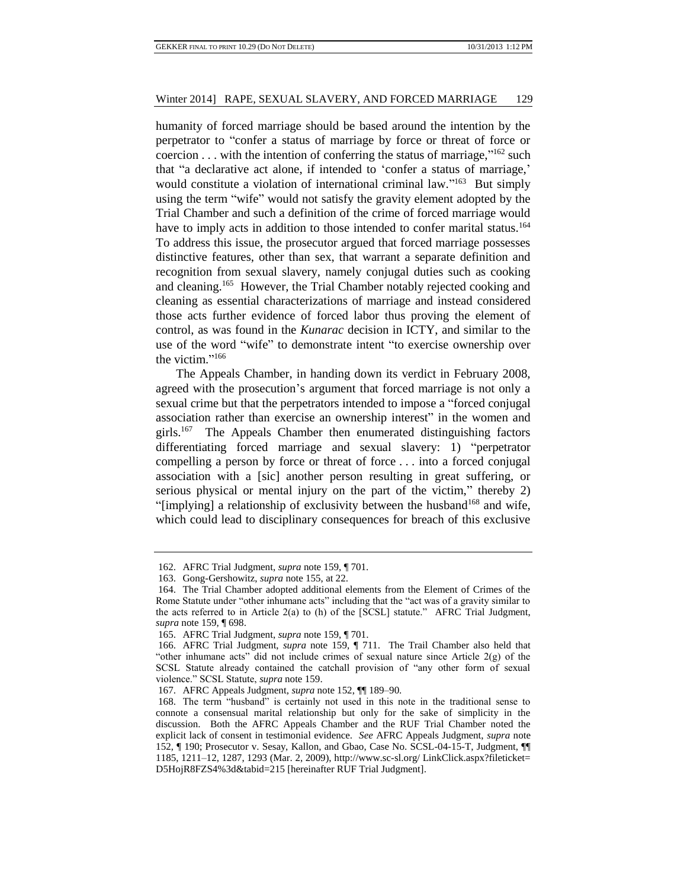humanity of forced marriage should be based around the intention by the perpetrator to "confer a status of marriage by force or threat of force or coercion . . . with the intention of conferring the status of marriage,"[162] such that "a declarative act alone, if intended to 'confer a status of marriage,' would constitute a violation of international criminal law."[163] But simply using the term "wife" would not satisfy the gravity element adopted by the Trial Chamber and such a definition of the crime of forced marriage would have to imply acts in addition to those intended to confer marital status.[164] To address this issue, the prosecutor argued that forced marriage possesses distinctive features, other than sex, that warrant a separate definition and recognition from sexual slavery, namely conjugal duties such as cooking and cleaning.[165] However, the Trial Chamber notably rejected cooking and cleaning as essential characterizations of marriage and instead considered those acts further evidence of forced labor thus proving the element of control, as was found in the *Kunarac* decision in ICTY, and similar to the use of the word "wife" to demonstrate intent "to exercise ownership over the victim."[166]

The Appeals Chamber, in handing down its verdict in February 2008, agreed with the prosecution's argument that forced marriage is not only a sexual crime but that the perpetrators intended to impose a "forced conjugal association rather than exercise an ownership interest" in the women and girls.[167] The Appeals Chamber then enumerated distinguishing factors differentiating forced marriage and sexual slavery: 1) "perpetrator compelling a person by force or threat of force . . . into a forced conjugal association with a [sic] another person resulting in great suffering, or serious physical or mental injury on the part of the victim," thereby 2) "[implying] a relationship of exclusivity between the husband[168] and wife, which could lead to disciplinary consequences for breach of this exclusive

---

162. AFRC Trial Judgment, *supra* note 159, ¶ 701.

163. Gong-Gershowitz, *supra* note 155, at 22.

164. The Trial Chamber adopted additional elements from the Element of Crimes of the Rome Statute under "other inhumane acts" including that the "act was of a gravity similar to the acts referred to in Article 2(a) to (h) of the [SCSL] statute." AFRC Trial Judgment, *supra* note 159, ¶ 698.

165. AFRC Trial Judgment, *supra* note 159, ¶ 701.

166. AFRC Trial Judgment, *supra* note 159, ¶ 711. The Trail Chamber also held that "other inhumane acts" did not include crimes of sexual nature since Article 2(g) of the SCSL Statute already contained the catchall provision of "any other form of sexual violence." SCSL Statute, *supra* note 159.

167. AFRC Appeals Judgment, *supra* note 152, ¶¶ 189–90.

168. The term "husband" is certainly not used in this note in the traditional sense to connote a consensual marital relationship but only for the sake of simplicity in the discussion. Both the AFRC Appeals Chamber and the RUF Trial Chamber noted the explicit lack of consent in testimonial evidence. *See* AFRC Appeals Judgment, *supra* note 152, ¶ 190; Prosecutor v. Sesay, Kallon, and Gbao, Case No. SCSL-04-15-T, Judgment, ¶¶ 1185, 1211–12, 1287, 1293 (Mar. 2, 2009), http://www.sc-sl.org/ LinkClick.aspx?fileticket= D5HojR8FZS4%3d&tabid=215 [hereinafter RUF Trial Judgment].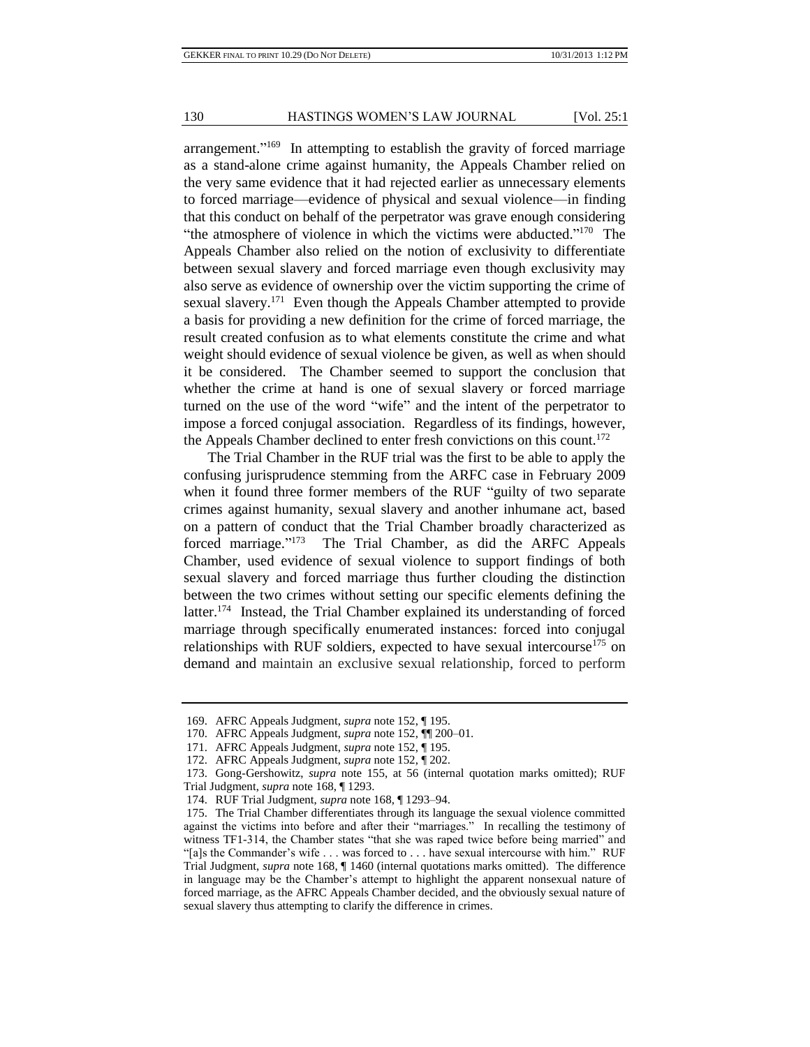arrangement."[169] In attempting to establish the gravity of forced marriage as a stand-alone crime against humanity, the Appeals Chamber relied on the very same evidence that it had rejected earlier as unnecessary elements to forced marriage—evidence of physical and sexual violence—in finding that this conduct on behalf of the perpetrator was grave enough considering "the atmosphere of violence in which the victims were abducted."[170] The Appeals Chamber also relied on the notion of exclusivity to differentiate between sexual slavery and forced marriage even though exclusivity may also serve as evidence of ownership over the victim supporting the crime of sexual slavery.[171] Even though the Appeals Chamber attempted to provide a basis for providing a new definition for the crime of forced marriage, the result created confusion as to what elements constitute the crime and what weight should evidence of sexual violence be given, as well as when should it be considered. The Chamber seemed to support the conclusion that whether the crime at hand is one of sexual slavery or forced marriage turned on the use of the word "wife" and the intent of the perpetrator to impose a forced conjugal association. Regardless of its findings, however, the Appeals Chamber declined to enter fresh convictions on this count.[172]

The Trial Chamber in the RUF trial was the first to be able to apply the confusing jurisprudence stemming from the ARFC case in February 2009 when it found three former members of the RUF "guilty of two separate crimes against humanity, sexual slavery and another inhumane act, based on a pattern of conduct that the Trial Chamber broadly characterized as forced marriage."[173] The Trial Chamber, as did the ARFC Appeals Chamber, used evidence of sexual violence to support findings of both sexual slavery and forced marriage thus further clouding the distinction between the two crimes without setting our specific elements defining the latter.[174] Instead, the Trial Chamber explained its understanding of forced marriage through specifically enumerated instances: forced into conjugal relationships with RUF soldiers, expected to have sexual intercourse[175] on demand and maintain an exclusive sexual relationship, forced to perform

---

169. AFRC Appeals Judgment, *supra* note 152, ¶ 195.

170. AFRC Appeals Judgment, *supra* note 152, ¶¶ 200–01.

171. AFRC Appeals Judgment, *supra* note 152, ¶ 195.

172. AFRC Appeals Judgment, *supra* note 152, ¶ 202.

173. Gong-Gershowitz, *supra* note 155, at 56 (internal quotation marks omitted); RUF Trial Judgment, *supra* note 168, ¶ 1293.

174. RUF Trial Judgment, *supra* note 168, ¶ 1293–94.

175. The Trial Chamber differentiates through its language the sexual violence committed against the victims into before and after their "marriages." In recalling the testimony of witness TF1-314, the Chamber states "that she was raped twice before being married" and "[a]s the Commander's wife . . . was forced to . . . have sexual intercourse with him." RUF Trial Judgment, *supra* note 168, ¶ 1460 (internal quotations marks omitted). The difference in language may be the Chamber's attempt to highlight the apparent nonsexual nature of forced marriage, as the AFRC Appeals Chamber decided, and the obviously sexual nature of sexual slavery thus attempting to clarify the difference in crimes.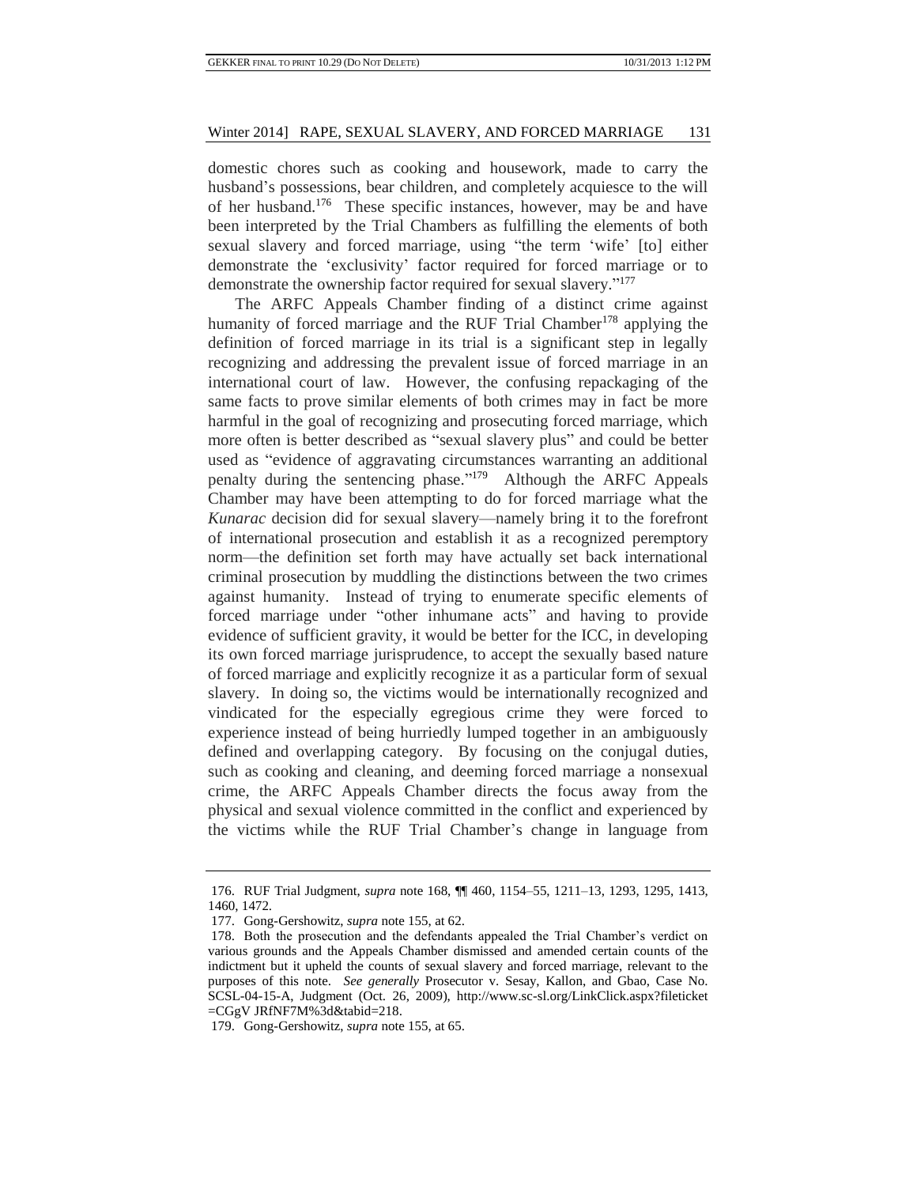domestic chores such as cooking and housework, made to carry the husband's possessions, bear children, and completely acquiesce to the will of her husband.[176] These specific instances, however, may be and have been interpreted by the Trial Chambers as fulfilling the elements of both sexual slavery and forced marriage, using "the term 'wife' [to] either demonstrate the 'exclusivity' factor required for forced marriage or to demonstrate the ownership factor required for sexual slavery."[177]

The ARFC Appeals Chamber finding of a distinct crime against humanity of forced marriage and the RUF Trial Chamber[178] applying the definition of forced marriage in its trial is a significant step in legally recognizing and addressing the prevalent issue of forced marriage in an international court of law. However, the confusing repackaging of the same facts to prove similar elements of both crimes may in fact be more harmful in the goal of recognizing and prosecuting forced marriage, which more often is better described as "sexual slavery plus" and could be better used as "evidence of aggravating circumstances warranting an additional penalty during the sentencing phase."[179] Although the ARFC Appeals Chamber may have been attempting to do for forced marriage what the *Kunarac* decision did for sexual slavery—namely bring it to the forefront of international prosecution and establish it as a recognized peremptory norm—the definition set forth may have actually set back international criminal prosecution by muddling the distinctions between the two crimes against humanity. Instead of trying to enumerate specific elements of forced marriage under "other inhumane acts" and having to provide evidence of sufficient gravity, it would be better for the ICC, in developing its own forced marriage jurisprudence, to accept the sexually based nature of forced marriage and explicitly recognize it as a particular form of sexual slavery. In doing so, the victims would be internationally recognized and vindicated for the especially egregious crime they were forced to experience instead of being hurriedly lumped together in an ambiguously defined and overlapping category. By focusing on the conjugal duties, such as cooking and cleaning, and deeming forced marriage a nonsexual crime, the ARFC Appeals Chamber directs the focus away from the physical and sexual violence committed in the conflict and experienced by the victims while the RUF Trial Chamber's change in language from

---

176. RUF Trial Judgment, *supra* note 168, ¶¶ 460, 1154–55, 1211–13, 1293, 1295, 1413, 1460, 1472.

177. Gong-Gershowitz, *supra* note 155, at 62.

178. Both the prosecution and the defendants appealed the Trial Chamber's verdict on various grounds and the Appeals Chamber dismissed and amended certain counts of the indictment but it upheld the counts of sexual slavery and forced marriage, relevant to the purposes of this note. *See generally* Prosecutor v. Sesay, Kallon, and Gbao, Case No. SCSL-04-15-A, Judgment (Oct. 26, 2009), http://www.sc-sl.org/LinkClick.aspx?fileticket=CGgV JRfNF7M%3d&tabid=218.

179. Gong-Gershowitz, *supra* note 155, at 65.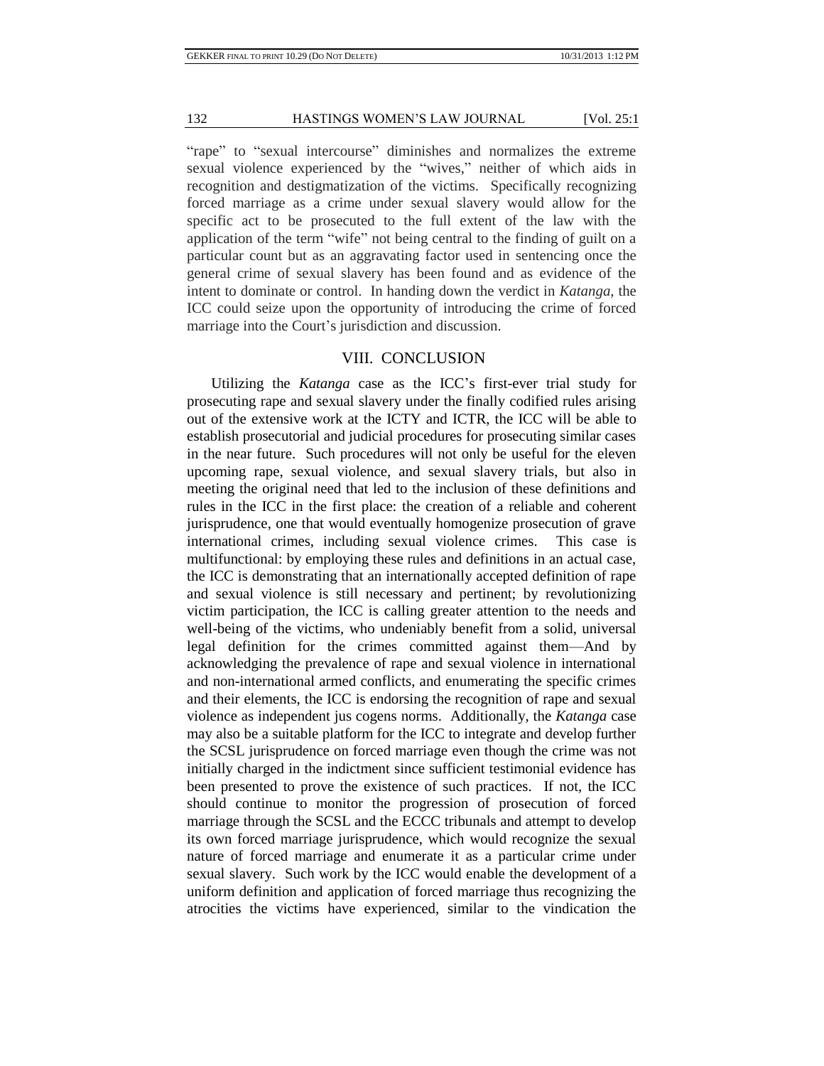"rape" to "sexual intercourse" diminishes and normalizes the extreme sexual violence experienced by the "wives," neither of which aids in recognition and destigmatization of the victims. Specifically recognizing forced marriage as a crime under sexual slavery would allow for the specific act to be prosecuted to the full extent of the law with the application of the term "wife" not being central to the finding of guilt on a particular count but as an aggravating factor used in sentencing once the general crime of sexual slavery has been found and as evidence of the intent to dominate or control. In handing down the verdict in *Katanga*, the ICC could seize upon the opportunity of introducing the crime of forced marriage into the Court's jurisdiction and discussion.

## VIII. CONCLUSION

Utilizing the *Katanga* case as the ICC's first-ever trial study for prosecuting rape and sexual slavery under the finally codified rules arising out of the extensive work at the ICTY and ICTR, the ICC will be able to establish prosecutorial and judicial procedures for prosecuting similar cases in the near future. Such procedures will not only be useful for the eleven upcoming rape, sexual violence, and sexual slavery trials, but also in meeting the original need that led to the inclusion of these definitions and rules in the ICC in the first place: the creation of a reliable and coherent jurisprudence, one that would eventually homogenize prosecution of grave international crimes, including sexual violence crimes. This case is multifunctional: by employing these rules and definitions in an actual case, the ICC is demonstrating that an internationally accepted definition of rape and sexual violence is still necessary and pertinent; by revolutionizing victim participation, the ICC is calling greater attention to the needs and well-being of the victims, who undeniably benefit from a solid, universal legal definition for the crimes committed against them—And by acknowledging the prevalence of rape and sexual violence in international and non-international armed conflicts, and enumerating the specific crimes and their elements, the ICC is endorsing the recognition of rape and sexual violence as independent jus cogens norms. Additionally, the *Katanga* case may also be a suitable platform for the ICC to integrate and develop further the SCSL jurisprudence on forced marriage even though the crime was not initially charged in the indictment since sufficient testimonial evidence has been presented to prove the existence of such practices. If not, the ICC should continue to monitor the progression of prosecution of forced marriage through the SCSL and the ECCC tribunals and attempt to develop its own forced marriage jurisprudence, which would recognize the sexual nature of forced marriage and enumerate it as a particular crime under sexual slavery. Such work by the ICC would enable the development of a uniform definition and application of forced marriage thus recognizing the atrocities the victims have experienced, similar to the vindication the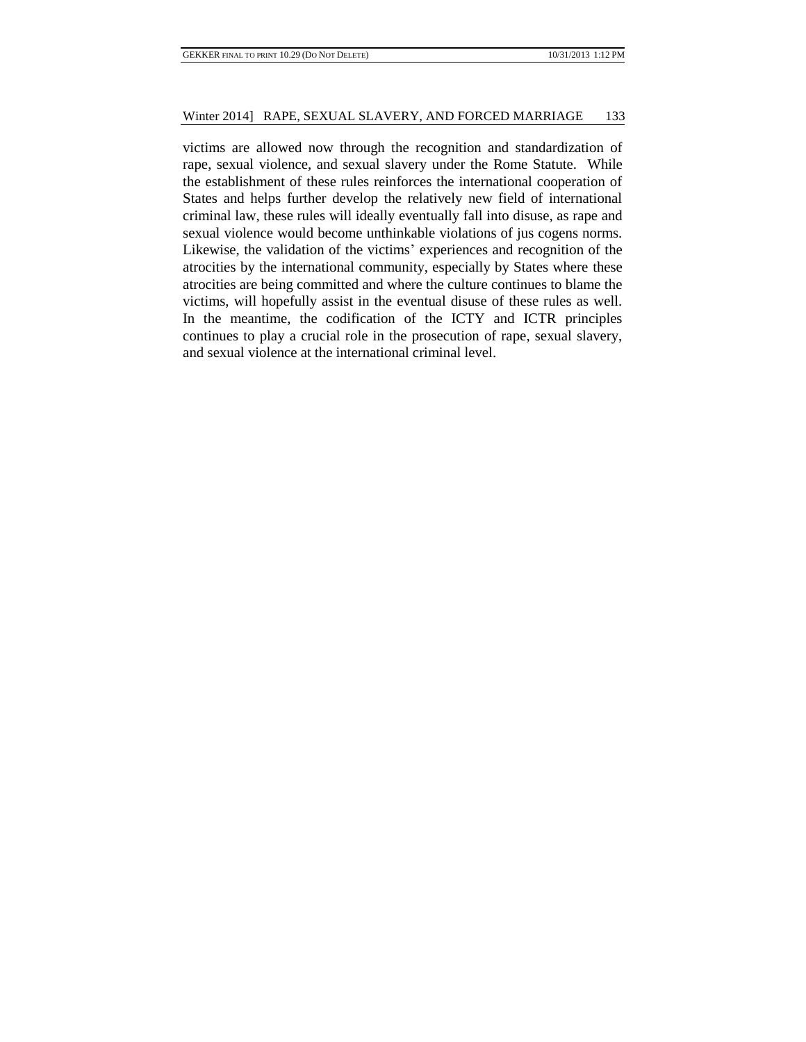victims are allowed now through the recognition and standardization of rape, sexual violence, and sexual slavery under the Rome Statute. While the establishment of these rules reinforces the international cooperation of States and helps further develop the relatively new field of international criminal law, these rules will ideally eventually fall into disuse, as rape and sexual violence would become unthinkable violations of jus cogens norms. Likewise, the validation of the victims' experiences and recognition of the atrocities by the international community, especially by States where these atrocities are being committed and where the culture continues to blame the victims, will hopefully assist in the eventual disuse of these rules as well. In the meantime, the codification of the ICTY and ICTR principles continues to play a crucial role in the prosecution of rape, sexual slavery, and sexual violence at the international criminal level.